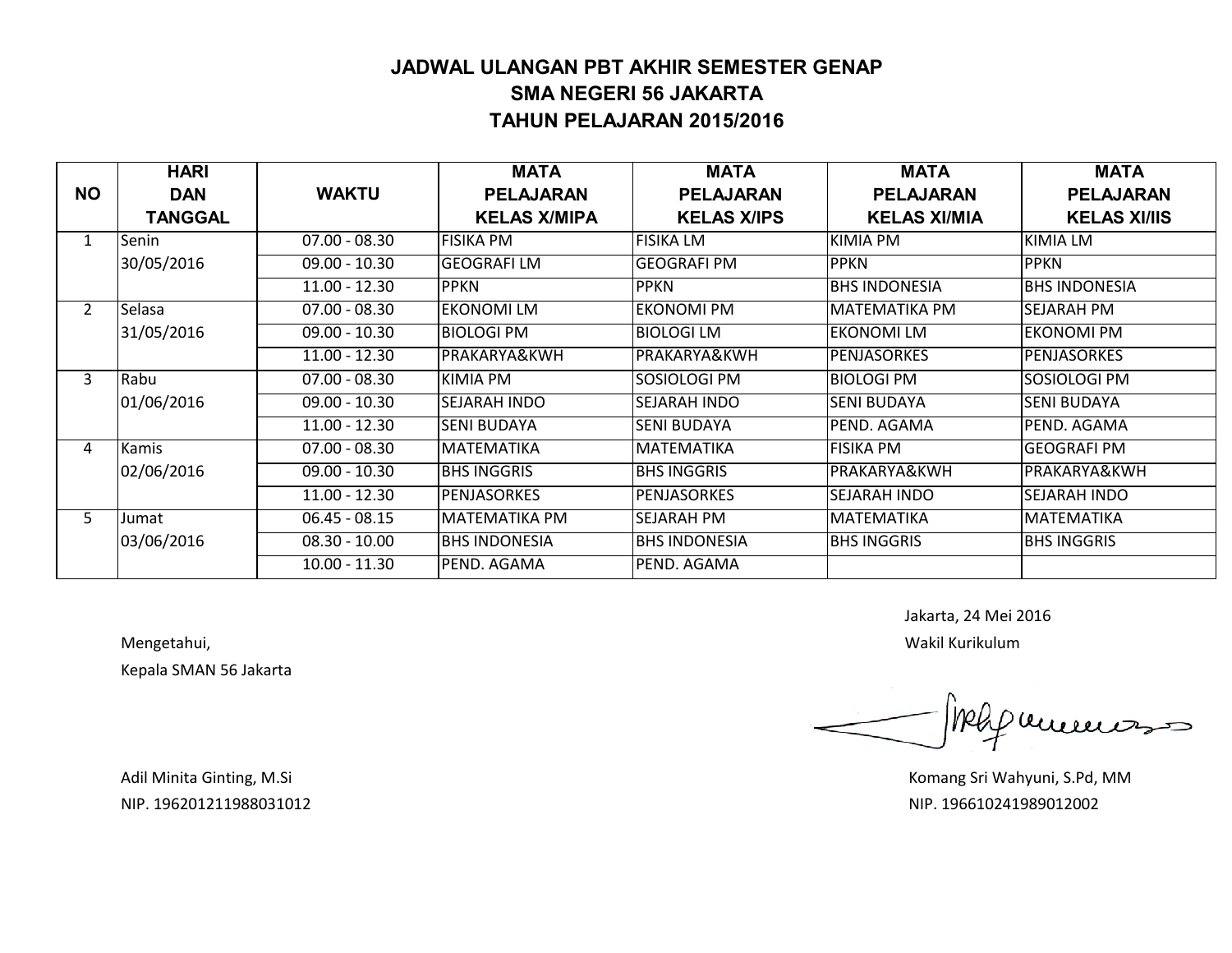# JADWAL ULANGAN PBT AKHIR SEMESTER GENAP
# SMA NEGERI 56 JAKARTA
# TAHUN PELAJARAN 2015/2016

| NO | HARI DAN TANGGAL | WAKTU | MATA PELAJARAN KELAS X/MIPA | MATA PELAJARAN KELAS X/IPS | MATA PELAJARAN KELAS XI/MIA | MATA PELAJARAN KELAS XI/IIS |
|---|---|---|---|---|---|---|
| 1 | Senin 30/05/2016 | 07.00 - 08.30 | FISIKA PM | FISIKA LM | KIMIA PM | KIMIA LM |
| | | 09.00 - 10.30 | GEOGRAFI LM | GEOGRAFI PM | PPKN | PPKN |
| | | 11.00 - 12.30 | PPKN | PPKN | BHS INDONESIA | BHS INDONESIA |
| 2 | Selasa 31/05/2016 | 07.00 - 08.30 | EKONOMI LM | EKONOMI PM | MATEMATIKA PM | SEJARAH PM |
| | | 09.00 - 10.30 | BIOLOGI PM | BIOLOGI LM | EKONOMI LM | EKONOMI PM |
| | | 11.00 - 12.30 | PRAKARYA&KWH | PRAKARYA&KWH | PENJASORKES | PENJASORKES |
| 3 | Rabu 01/06/2016 | 07.00 - 08.30 | KIMIA PM | SOSIOLOGI PM | BIOLOGI PM | SOSIOLOGI PM |
| | | 09.00 - 10.30 | SEJARAH INDO | SEJARAH INDO | SENI BUDAYA | SENI BUDAYA |
| | | 11.00 - 12.30 | SENI BUDAYA | SENI BUDAYA | PEND. AGAMA | PEND. AGAMA |
| 4 | Kamis 02/06/2016 | 07.00 - 08.30 | MATEMATIKA | MATEMATIKA | FISIKA PM | GEOGRAFI PM |
| | | 09.00 - 10.30 | BHS INGGRIS | BHS INGGRIS | PRAKARYA&KWH | PRAKARYA&KWH |
| | | 11.00 - 12.30 | PENJASORKES | PENJASORKES | SEJARAH INDO | SEJARAH INDO |
| 5 | Jumat 03/06/2016 | 06.45 - 08.15 | MATEMATIKA PM | SEJARAH PM | MATEMATIKA | MATEMATIKA |
| | | 08.30 - 10.00 | BHS INDONESIA | BHS INDONESIA | BHS INGGRIS | BHS INGGRIS |
| | | 10.00 - 11.30 | PEND. AGAMA | PEND. AGAMA | | |

Jakarta, 24 Mei 2016

Mengetahui,
Kepala SMAN 56 Jakarta

Adil Minita Ginting, M.Si
NIP. 196201211988031012

Wakil Kurikulum

Komang Sri Wahyuni, S.Pd, MM
NIP. 196610241989012002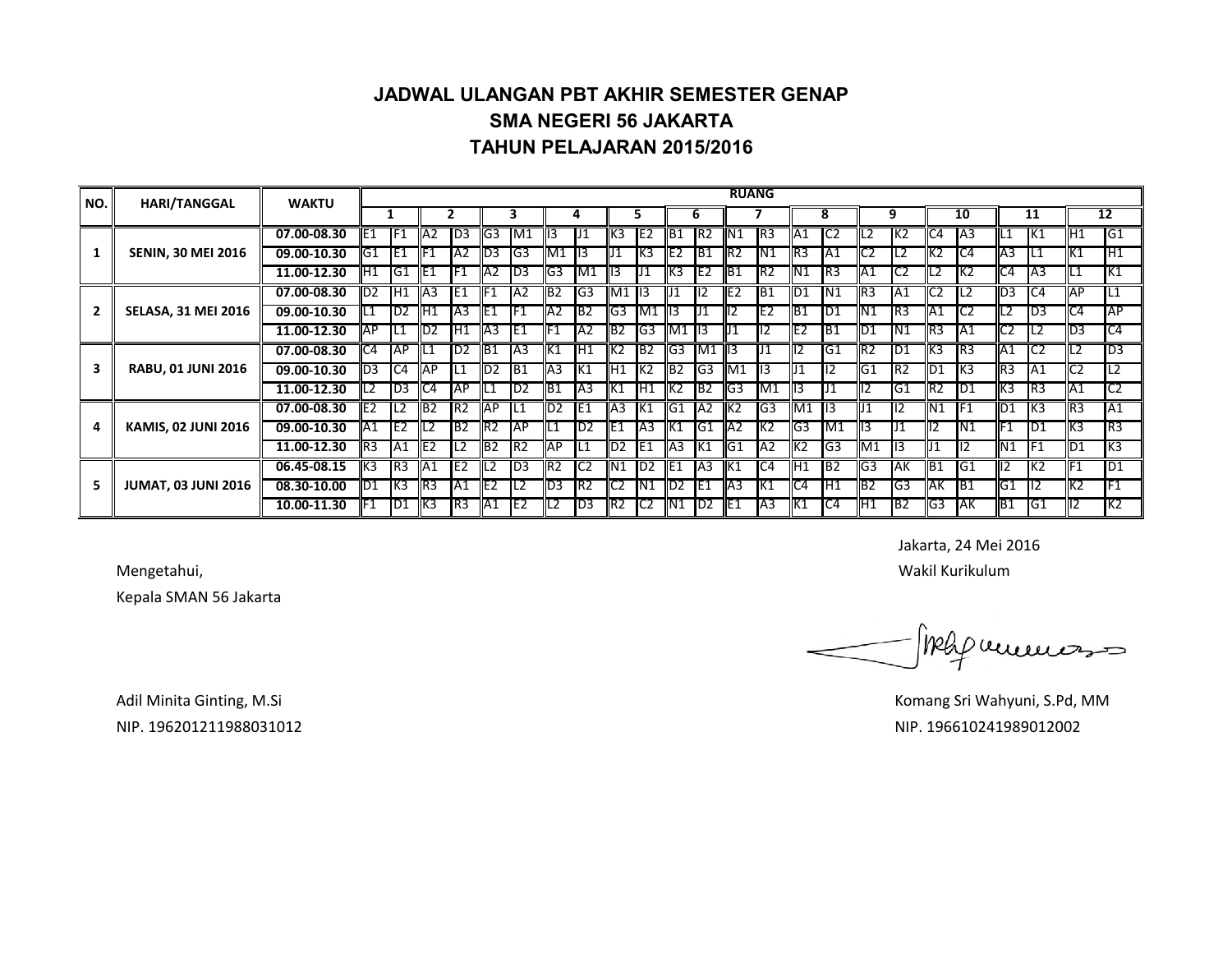# JADWAL ULANGAN PBT AKHIR SEMESTER GENAP
## SMA NEGERI 56 JAKARTA
## TAHUN PELAJARAN 2015/2016

| NO. | HARI/TANGGAL | WAKTU | RUANG | | | | | | | | | | | | | | | | | | | | | |
|---|---|---|---|---|---|---|---|---|---|---|---|---|---|---|---|---|---|---|---|---|---|---|---|---|
| | | | 1 | | 2 | | 3 | | 4 | | 5 | | 6 | | 7 | | 8 | | 9 | | 10 | | 11 | | 12 | |
| 1 | SENIN, 30 MEI 2016 | 07.00-08.30 | E1 | F1 | A2 | D3 | G3 | M1 | I3 | J1 | K3 | E2 | B1 | R2 | N1 | R3 | A1 | C2 | L2 | K2 | C4 | A3 | L1 | K1 | H1 | G1 |
| | | 09.00-10.30 | G1 | E1 | F1 | A2 | D3 | G3 | M1 | I3 | J1 | K3 | E2 | B1 | R2 | N1 | R3 | A1 | C2 | L2 | K2 | C4 | A3 | L1 | K1 | H1 |
| | | 11.00-12.30 | H1 | G1 | E1 | F1 | A2 | D3 | G3 | M1 | I3 | J1 | K3 | E2 | B1 | R2 | N1 | R3 | A1 | C2 | L2 | K2 | C4 | A3 | L1 | K1 |
| 2 | SELASA, 31 MEI 2016 | 07.00-08.30 | D2 | H1 | A3 | E1 | F1 | A2 | B2 | G3 | M1 | I3 | J1 | I2 | E2 | B1 | D1 | N1 | R3 | A1 | C2 | L2 | D3 | C4 | AP | L1 |
| | | 09.00-10.30 | L1 | D2 | H1 | A3 | E1 | F1 | A2 | B2 | G3 | M1 | I3 | J1 | I2 | E2 | B1 | D1 | N1 | R3 | A1 | C2 | L2 | D3 | C4 | AP |
| | | 11.00-12.30 | AP | L1 | D2 | H1 | A3 | E1 | F1 | A2 | B2 | G3 | M1 | I3 | J1 | I2 | E2 | B1 | D1 | N1 | R3 | A1 | C2 | L2 | D3 | C4 |
| 3 | RABU, 01 JUNI 2016 | 07.00-08.30 | C4 | AP | L1 | D2 | B1 | A3 | K1 | H1 | K2 | B2 | G3 | M1 | I3 | J1 | I2 | G1 | R2 | D1 | K3 | R3 | A1 | C2 | L2 | D3 |
| | | 09.00-10.30 | D3 | C4 | AP | L1 | D2 | B1 | A3 | K1 | H1 | K2 | B2 | G3 | M1 | I3 | J1 | I2 | G1 | R2 | D1 | K3 | R3 | A1 | C2 | L2 |
| | | 11.00-12.30 | L2 | D3 | C4 | AP | L1 | D2 | B1 | A3 | K1 | H1 | K2 | B2 | G3 | M1 | I3 | J1 | I2 | G1 | R2 | D1 | K3 | R3 | A1 | C2 |
| 4 | KAMIS, 02 JUNI 2016 | 07.00-08.30 | E2 | L2 | B2 | R2 | AP | L1 | D2 | E1 | A3 | K1 | G1 | A2 | K2 | G3 | M1 | I3 | J1 | I2 | N1 | F1 | D1 | K3 | R3 | A1 |
| | | 09.00-10.30 | A1 | E2 | L2 | B2 | R2 | AP | L1 | D2 | E1 | A3 | K1 | G1 | A2 | K2 | G3 | M1 | I3 | J1 | I2 | N1 | F1 | D1 | K3 | R3 |
| | | 11.00-12.30 | R3 | A1 | E2 | L2 | B2 | R2 | AP | L1 | D2 | E1 | A3 | K1 | G1 | A2 | K2 | G3 | M1 | I3 | J1 | I2 | N1 | F1 | D1 | K3 |
| 5 | JUMAT, 03 JUNI 2016 | 06.45-08.15 | K3 | R3 | A1 | E2 | L2 | D3 | R2 | C2 | N1 | D2 | E1 | A3 | K1 | C4 | H1 | B2 | G3 | AK | B1 | G1 | I2 | K2 | F1 | D1 |
| | | 08.30-10.00 | D1 | K3 | R3 | A1 | E2 | L2 | D3 | R2 | C2 | N1 | D2 | E1 | A3 | K1 | C4 | H1 | B2 | G3 | AK | B1 | G1 | I2 | K2 | F1 |
| | | 10.00-11.30 | F1 | D1 | K3 | R3 | A1 | E2 | L2 | D3 | R2 | C2 | N1 | D2 | E1 | A3 | K1 | C4 | H1 | B2 | G3 | AK | B1 | G1 | I2 | K2 |

Jakarta, 24 Mei 2016

Mengetahui,
Kepala SMAN 56 Jakarta

Adil Minita Ginting, M.Si
NIP. 196201211988031012

Wakil Kurikulum

Komang Sri Wahyuni, S.Pd, MM
NIP. 196610241989012002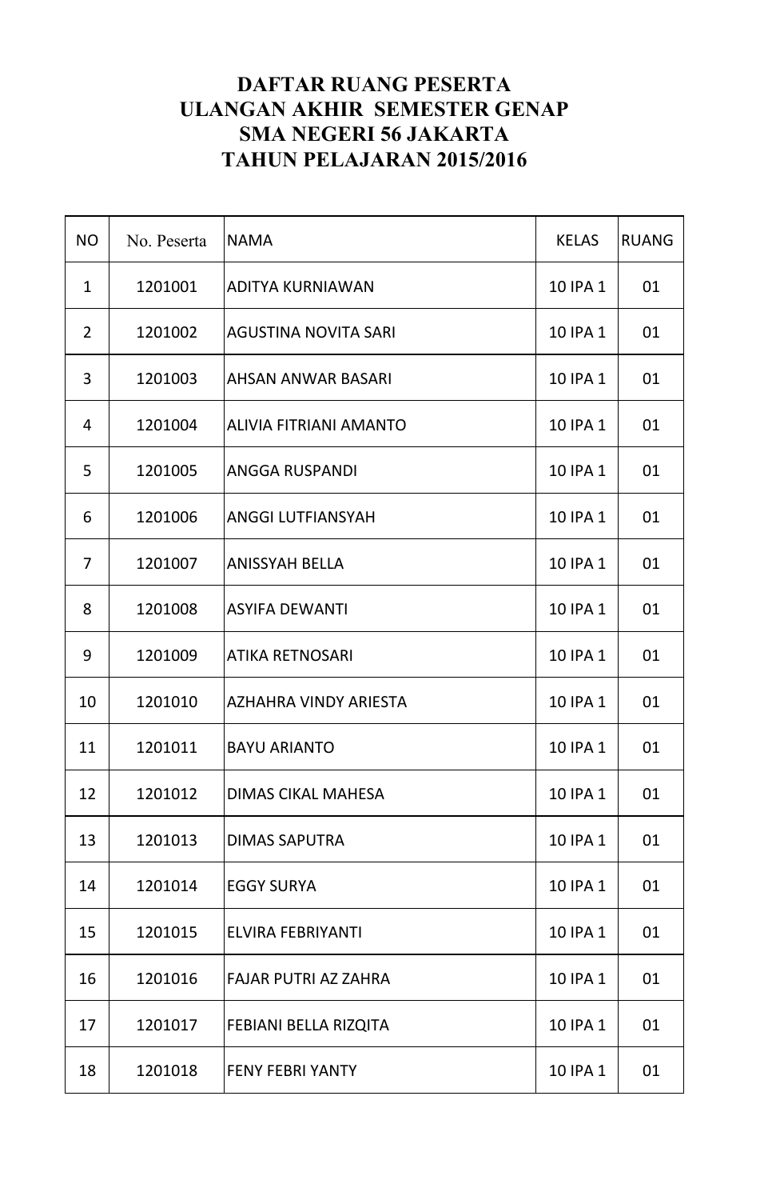# DAFTAR RUANG PESERTA
# ULANGAN AKHIR SEMESTER GENAP
# SMA NEGERI 56 JAKARTA
# TAHUN PELAJARAN 2015/2016

| NO | No. Peserta | NAMA | KELAS | RUANG |
|---|---|---|---|---|
| 1 | 1201001 | ADITYA KURNIAWAN | 10 IPA 1 | 01 |
| 2 | 1201002 | AGUSTINA NOVITA SARI | 10 IPA 1 | 01 |
| 3 | 1201003 | AHSAN ANWAR BASARI | 10 IPA 1 | 01 |
| 4 | 1201004 | ALIVIA FITRIANI AMANTO | 10 IPA 1 | 01 |
| 5 | 1201005 | ANGGA RUSPANDI | 10 IPA 1 | 01 |
| 6 | 1201006 | ANGGI LUTFIANSYAH | 10 IPA 1 | 01 |
| 7 | 1201007 | ANISSYAH BELLA | 10 IPA 1 | 01 |
| 8 | 1201008 | ASYIFA DEWANTI | 10 IPA 1 | 01 |
| 9 | 1201009 | ATIKA RETNOSARI | 10 IPA 1 | 01 |
| 10 | 1201010 | AZHAHRA VINDY ARIESTA | 10 IPA 1 | 01 |
| 11 | 1201011 | BAYU ARIANTO | 10 IPA 1 | 01 |
| 12 | 1201012 | DIMAS CIKAL MAHESA | 10 IPA 1 | 01 |
| 13 | 1201013 | DIMAS SAPUTRA | 10 IPA 1 | 01 |
| 14 | 1201014 | EGGY SURYA | 10 IPA 1 | 01 |
| 15 | 1201015 | ELVIRA FEBRIYANTI | 10 IPA 1 | 01 |
| 16 | 1201016 | FAJAR PUTRI AZ ZAHRA | 10 IPA 1 | 01 |
| 17 | 1201017 | FEBIANI BELLA RIZQITA | 10 IPA 1 | 01 |
| 18 | 1201018 | FENY FEBRI YANTY | 10 IPA 1 | 01 |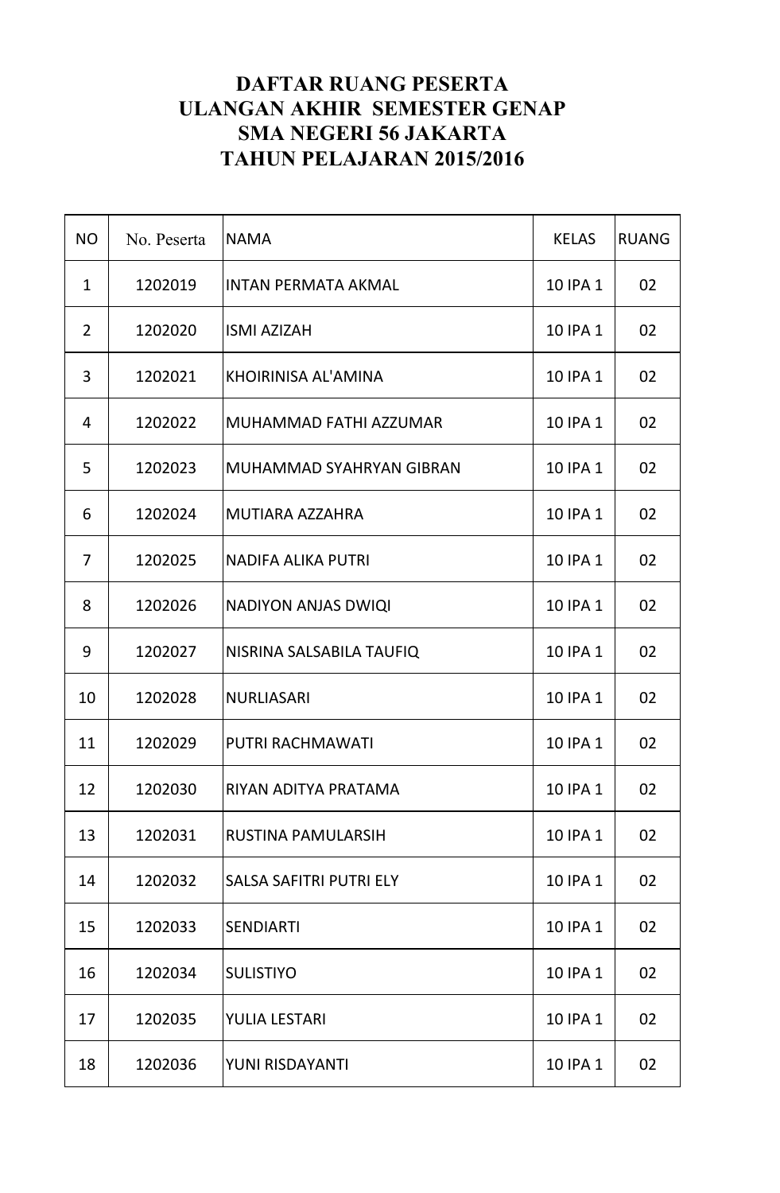# DAFTAR RUANG PESERTA
# ULANGAN AKHIR SEMESTER GENAP
# SMA NEGERI 56 JAKARTA
# TAHUN PELAJARAN 2015/2016

| NO | No. Peserta | NAMA | KELAS | RUANG |
|---|---|---|---|---|
| 1 | 1202019 | INTAN PERMATA AKMAL | 10 IPA 1 | 02 |
| 2 | 1202020 | ISMI AZIZAH | 10 IPA 1 | 02 |
| 3 | 1202021 | KHOIRINISA AL'AMINA | 10 IPA 1 | 02 |
| 4 | 1202022 | MUHAMMAD FATHI AZZUMAR | 10 IPA 1 | 02 |
| 5 | 1202023 | MUHAMMAD SYAHRYAN GIBRAN | 10 IPA 1 | 02 |
| 6 | 1202024 | MUTIARA AZZAHRA | 10 IPA 1 | 02 |
| 7 | 1202025 | NADIFA ALIKA PUTRI | 10 IPA 1 | 02 |
| 8 | 1202026 | NADIYON ANJAS DWIQI | 10 IPA 1 | 02 |
| 9 | 1202027 | NISRINA SALSABILA TAUFIQ | 10 IPA 1 | 02 |
| 10 | 1202028 | NURLIASARI | 10 IPA 1 | 02 |
| 11 | 1202029 | PUTRI RACHMAWATI | 10 IPA 1 | 02 |
| 12 | 1202030 | RIYAN ADITYA PRATAMA | 10 IPA 1 | 02 |
| 13 | 1202031 | RUSTINA PAMULARSIH | 10 IPA 1 | 02 |
| 14 | 1202032 | SALSA SAFITRI PUTRI ELY | 10 IPA 1 | 02 |
| 15 | 1202033 | SENDIARTI | 10 IPA 1 | 02 |
| 16 | 1202034 | SULISTIYO | 10 IPA 1 | 02 |
| 17 | 1202035 | YULIA LESTARI | 10 IPA 1 | 02 |
| 18 | 1202036 | YUNI RISDAYANTI | 10 IPA 1 | 02 |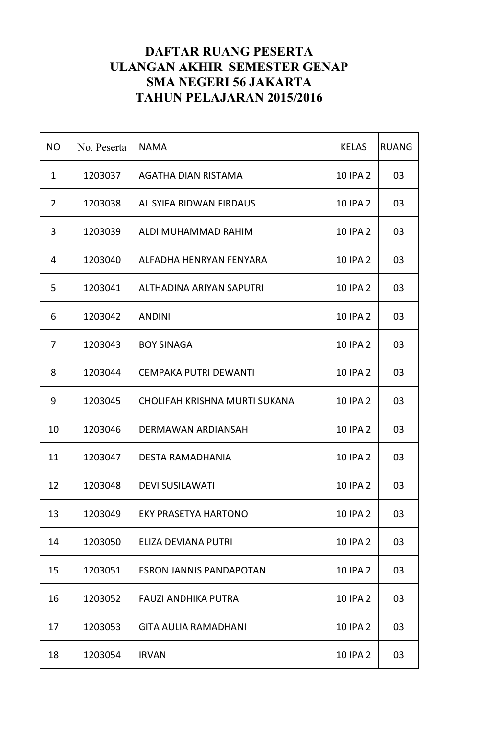**DAFTAR RUANG PESERTA**
**ULANGAN AKHIR SEMESTER GENAP**
**SMA NEGERI 56 JAKARTA**
**TAHUN PELAJARAN 2015/2016**

| NO | No. Peserta | NAMA | KELAS | RUANG |
|---|---|---|---|---|
| 1 | 1203037 | AGATHA DIAN RISTAMA | 10 IPA 2 | 03 |
| 2 | 1203038 | AL SYIFA RIDWAN FIRDAUS | 10 IPA 2 | 03 |
| 3 | 1203039 | ALDI MUHAMMAD RAHIM | 10 IPA 2 | 03 |
| 4 | 1203040 | ALFADHA HENRYAN FENYARA | 10 IPA 2 | 03 |
| 5 | 1203041 | ALTHADINA ARIYAN SAPUTRI | 10 IPA 2 | 03 |
| 6 | 1203042 | ANDINI | 10 IPA 2 | 03 |
| 7 | 1203043 | BOY SINAGA | 10 IPA 2 | 03 |
| 8 | 1203044 | CEMPAKA PUTRI DEWANTI | 10 IPA 2 | 03 |
| 9 | 1203045 | CHOLIFAH KRISHNA MURTI SUKANA | 10 IPA 2 | 03 |
| 10 | 1203046 | DERMAWAN ARDIANSAH | 10 IPA 2 | 03 |
| 11 | 1203047 | DESTA RAMADHANIA | 10 IPA 2 | 03 |
| 12 | 1203048 | DEVI SUSILAWATI | 10 IPA 2 | 03 |
| 13 | 1203049 | EKY PRASETYA HARTONO | 10 IPA 2 | 03 |
| 14 | 1203050 | ELIZA DEVIANA PUTRI | 10 IPA 2 | 03 |
| 15 | 1203051 | ESRON JANNIS PANDAPOTAN | 10 IPA 2 | 03 |
| 16 | 1203052 | FAUZI ANDHIKA PUTRA | 10 IPA 2 | 03 |
| 17 | 1203053 | GITA AULIA RAMADHANI | 10 IPA 2 | 03 |
| 18 | 1203054 | IRVAN | 10 IPA 2 | 03 |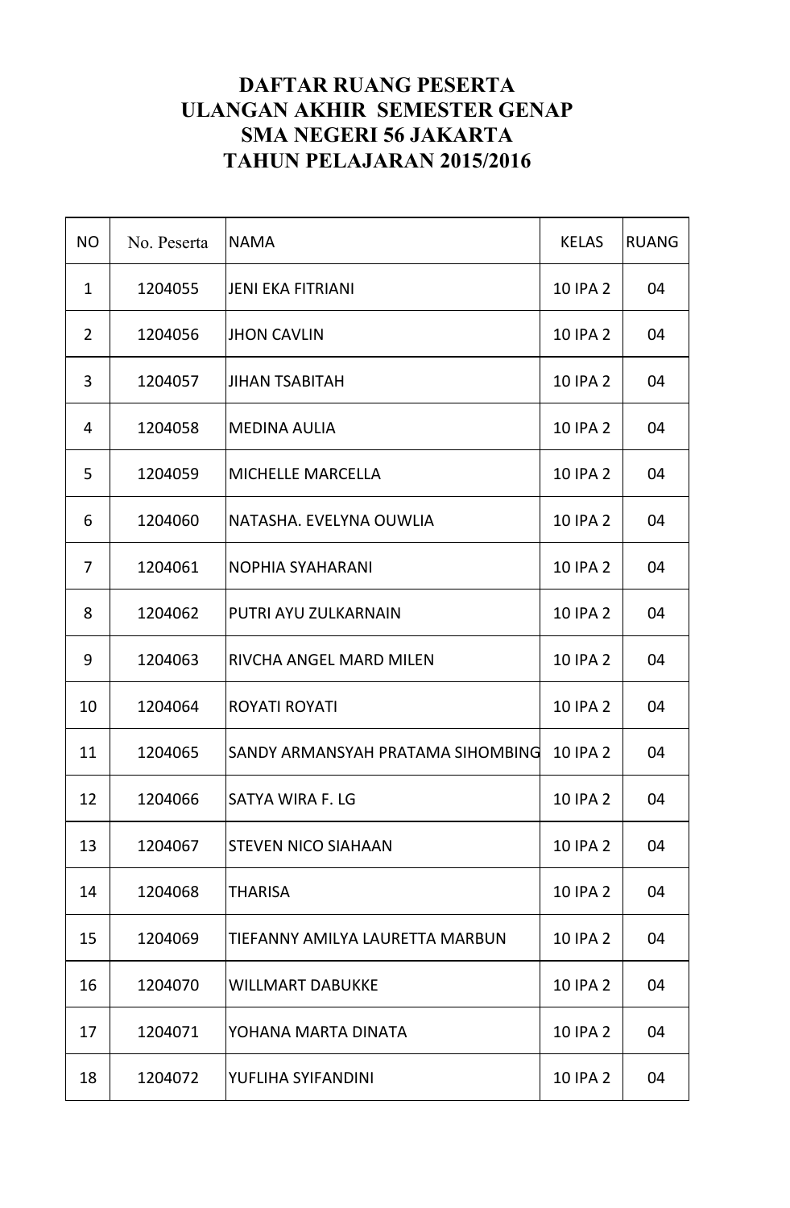# DAFTAR RUANG PESERTA
# ULANGAN AKHIR SEMESTER GENAP
# SMA NEGERI 56 JAKARTA
# TAHUN PELAJARAN 2015/2016

| NO | No. Peserta | NAMA | KELAS | RUANG |
|---|---|---|---|---|
| 1 | 1204055 | JENI EKA FITRIANI | 10 IPA 2 | 04 |
| 2 | 1204056 | JHON CAVLIN | 10 IPA 2 | 04 |
| 3 | 1204057 | JIHAN TSABITAH | 10 IPA 2 | 04 |
| 4 | 1204058 | MEDINA AULIA | 10 IPA 2 | 04 |
| 5 | 1204059 | MICHELLE MARCELLA | 10 IPA 2 | 04 |
| 6 | 1204060 | NATASHA. EVELYNA OUWLIA | 10 IPA 2 | 04 |
| 7 | 1204061 | NOPHIA SYAHARANI | 10 IPA 2 | 04 |
| 8 | 1204062 | PUTRI AYU ZULKARNAIN | 10 IPA 2 | 04 |
| 9 | 1204063 | RIVCHA ANGEL MARD MILEN | 10 IPA 2 | 04 |
| 10 | 1204064 | ROYATI ROYATI | 10 IPA 2 | 04 |
| 11 | 1204065 | SANDY ARMANSYAH PRATAMA SIHOMBING | 10 IPA 2 | 04 |
| 12 | 1204066 | SATYA WIRA F. LG | 10 IPA 2 | 04 |
| 13 | 1204067 | STEVEN NICO SIAHAAN | 10 IPA 2 | 04 |
| 14 | 1204068 | THARISA | 10 IPA 2 | 04 |
| 15 | 1204069 | TIEFANNY AMILYA LAURETTA MARBUN | 10 IPA 2 | 04 |
| 16 | 1204070 | WILLMART DABUKKE | 10 IPA 2 | 04 |
| 17 | 1204071 | YOHANA MARTA DINATA | 10 IPA 2 | 04 |
| 18 | 1204072 | YUFLIHA SYIFANDINI | 10 IPA 2 | 04 |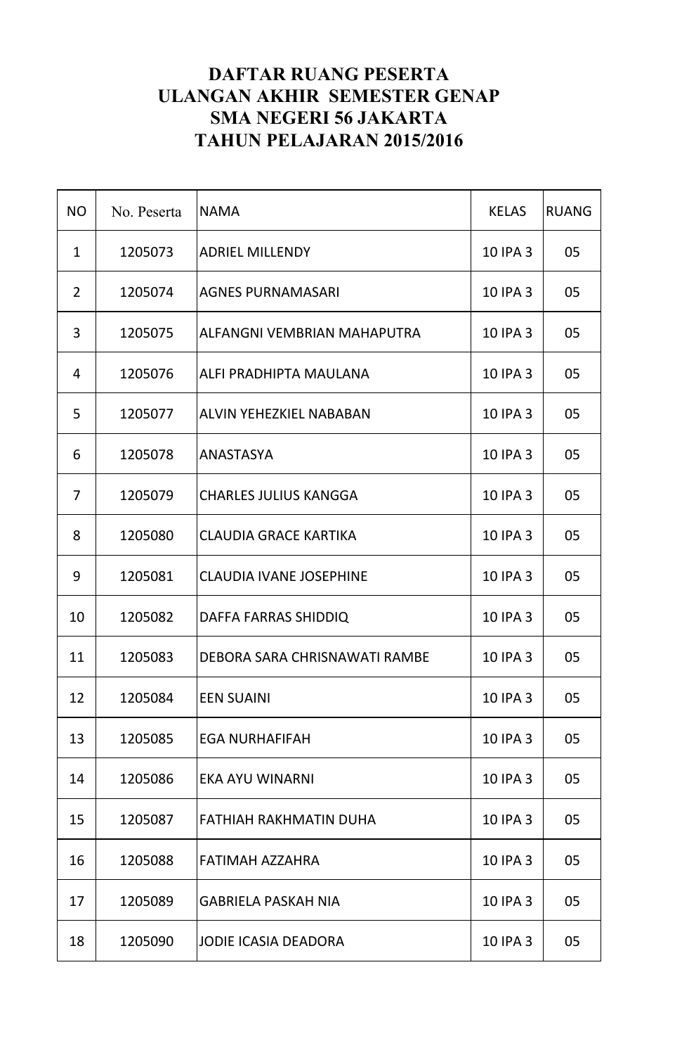# DAFTAR RUANG PESERTA
# ULANGAN AKHIR SEMESTER GENAP
# SMA NEGERI 56 JAKARTA
# TAHUN PELAJARAN 2015/2016

| NO | No. Peserta | NAMA | KELAS | RUANG |
|---|---|---|---|---|
| 1 | 1205073 | ADRIEL MILLENDY | 10 IPA 3 | 05 |
| 2 | 1205074 | AGNES PURNAMASARI | 10 IPA 3 | 05 |
| 3 | 1205075 | ALFANGNI VEMBRIAN MAHAPUTRA | 10 IPA 3 | 05 |
| 4 | 1205076 | ALFI PRADHIPTA MAULANA | 10 IPA 3 | 05 |
| 5 | 1205077 | ALVIN YEHEZKIEL NABABAN | 10 IPA 3 | 05 |
| 6 | 1205078 | ANASTASYA | 10 IPA 3 | 05 |
| 7 | 1205079 | CHARLES JULIUS KANGGA | 10 IPA 3 | 05 |
| 8 | 1205080 | CLAUDIA GRACE KARTIKA | 10 IPA 3 | 05 |
| 9 | 1205081 | CLAUDIA IVANE JOSEPHINE | 10 IPA 3 | 05 |
| 10 | 1205082 | DAFFA FARRAS SHIDDIQ | 10 IPA 3 | 05 |
| 11 | 1205083 | DEBORA SARA CHRISNAWATI RAMBE | 10 IPA 3 | 05 |
| 12 | 1205084 | EEN SUAINI | 10 IPA 3 | 05 |
| 13 | 1205085 | EGA NURHAFIFAH | 10 IPA 3 | 05 |
| 14 | 1205086 | EKA AYU WINARNI | 10 IPA 3 | 05 |
| 15 | 1205087 | FATHIAH RAKHMATIN DUHA | 10 IPA 3 | 05 |
| 16 | 1205088 | FATIMAH AZZAHRA | 10 IPA 3 | 05 |
| 17 | 1205089 | GABRIELA PASKAH NIA | 10 IPA 3 | 05 |
| 18 | 1205090 | JODIE ICASIA DEADORA | 10 IPA 3 | 05 |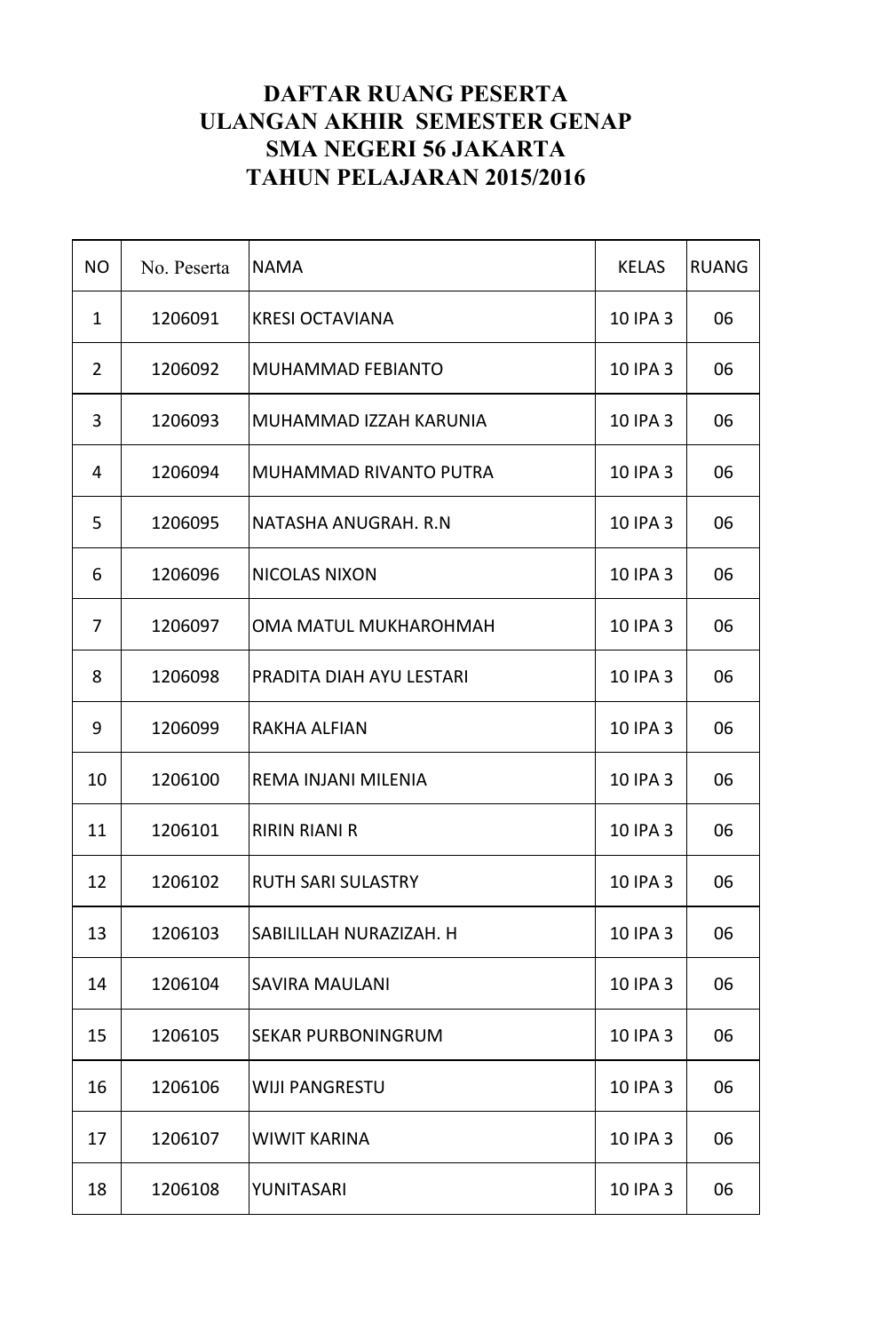# DAFTAR RUANG PESERTA
# ULANGAN AKHIR SEMESTER GENAP
# SMA NEGERI 56 JAKARTA
# TAHUN PELAJARAN 2015/2016

| NO | No. Peserta | NAMA | KELAS | RUANG |
|---|---|---|---|---|
| 1 | 1206091 | KRESI OCTAVIANA | 10 IPA 3 | 06 |
| 2 | 1206092 | MUHAMMAD FEBIANTO | 10 IPA 3 | 06 |
| 3 | 1206093 | MUHAMMAD IZZAH KARUNIA | 10 IPA 3 | 06 |
| 4 | 1206094 | MUHAMMAD RIVANTO PUTRA | 10 IPA 3 | 06 |
| 5 | 1206095 | NATASHA ANUGRAH. R.N | 10 IPA 3 | 06 |
| 6 | 1206096 | NICOLAS NIXON | 10 IPA 3 | 06 |
| 7 | 1206097 | OMA MATUL MUKHAROHMAH | 10 IPA 3 | 06 |
| 8 | 1206098 | PRADITA DIAH AYU LESTARI | 10 IPA 3 | 06 |
| 9 | 1206099 | RAKHA ALFIAN | 10 IPA 3 | 06 |
| 10 | 1206100 | REMA INJANI MILENIA | 10 IPA 3 | 06 |
| 11 | 1206101 | RIRIN RIANI R | 10 IPA 3 | 06 |
| 12 | 1206102 | RUTH SARI SULASTRY | 10 IPA 3 | 06 |
| 13 | 1206103 | SABILILLAH NURAZIZAH. H | 10 IPA 3 | 06 |
| 14 | 1206104 | SAVIRA MAULANI | 10 IPA 3 | 06 |
| 15 | 1206105 | SEKAR PURBONINGRUM | 10 IPA 3 | 06 |
| 16 | 1206106 | WIJI PANGRESTU | 10 IPA 3 | 06 |
| 17 | 1206107 | WIWIT KARINA | 10 IPA 3 | 06 |
| 18 | 1206108 | YUNITASARI | 10 IPA 3 | 06 |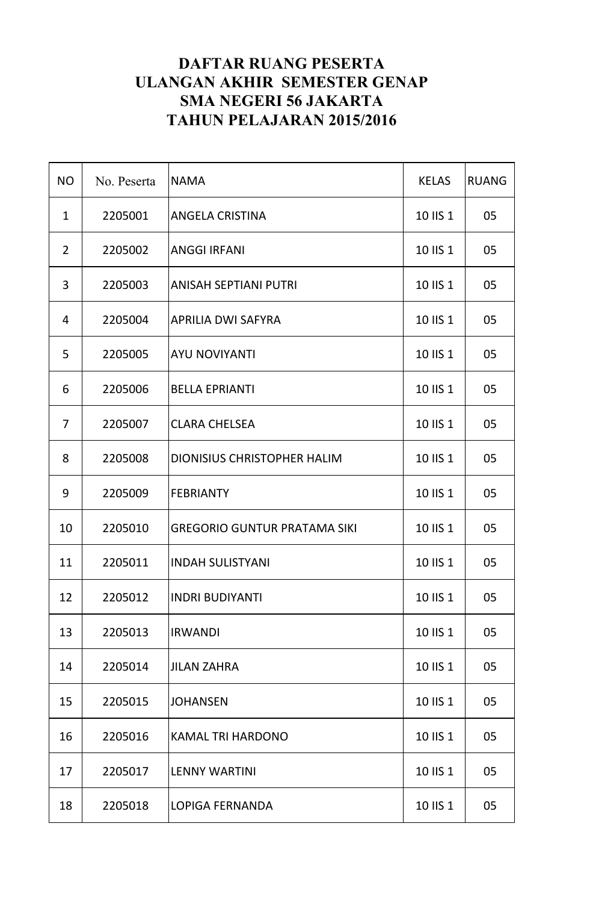# DAFTAR RUANG PESERTA
# ULANGAN AKHIR SEMESTER GENAP
# SMA NEGERI 56 JAKARTA
# TAHUN PELAJARAN 2015/2016

| NO | No. Peserta | NAMA | KELAS | RUANG |
|---|---|---|---|---|
| 1 | 2205001 | ANGELA CRISTINA | 10 IIS 1 | 05 |
| 2 | 2205002 | ANGGI IRFANI | 10 IIS 1 | 05 |
| 3 | 2205003 | ANISAH SEPTIANI PUTRI | 10 IIS 1 | 05 |
| 4 | 2205004 | APRILIA DWI SAFYRA | 10 IIS 1 | 05 |
| 5 | 2205005 | AYU NOVIYANTI | 10 IIS 1 | 05 |
| 6 | 2205006 | BELLA EPRIANTI | 10 IIS 1 | 05 |
| 7 | 2205007 | CLARA CHELSEA | 10 IIS 1 | 05 |
| 8 | 2205008 | DIONISIUS CHRISTOPHER HALIM | 10 IIS 1 | 05 |
| 9 | 2205009 | FEBRIANTY | 10 IIS 1 | 05 |
| 10 | 2205010 | GREGORIO GUNTUR PRATAMA SIKI | 10 IIS 1 | 05 |
| 11 | 2205011 | INDAH SULISTYANI | 10 IIS 1 | 05 |
| 12 | 2205012 | INDRI BUDIYANTI | 10 IIS 1 | 05 |
| 13 | 2205013 | IRWANDI | 10 IIS 1 | 05 |
| 14 | 2205014 | JILAN ZAHRA | 10 IIS 1 | 05 |
| 15 | 2205015 | JOHANSEN | 10 IIS 1 | 05 |
| 16 | 2205016 | KAMAL TRI HARDONO | 10 IIS 1 | 05 |
| 17 | 2205017 | LENNY WARTINI | 10 IIS 1 | 05 |
| 18 | 2205018 | LOPIGA FERNANDA | 10 IIS 1 | 05 |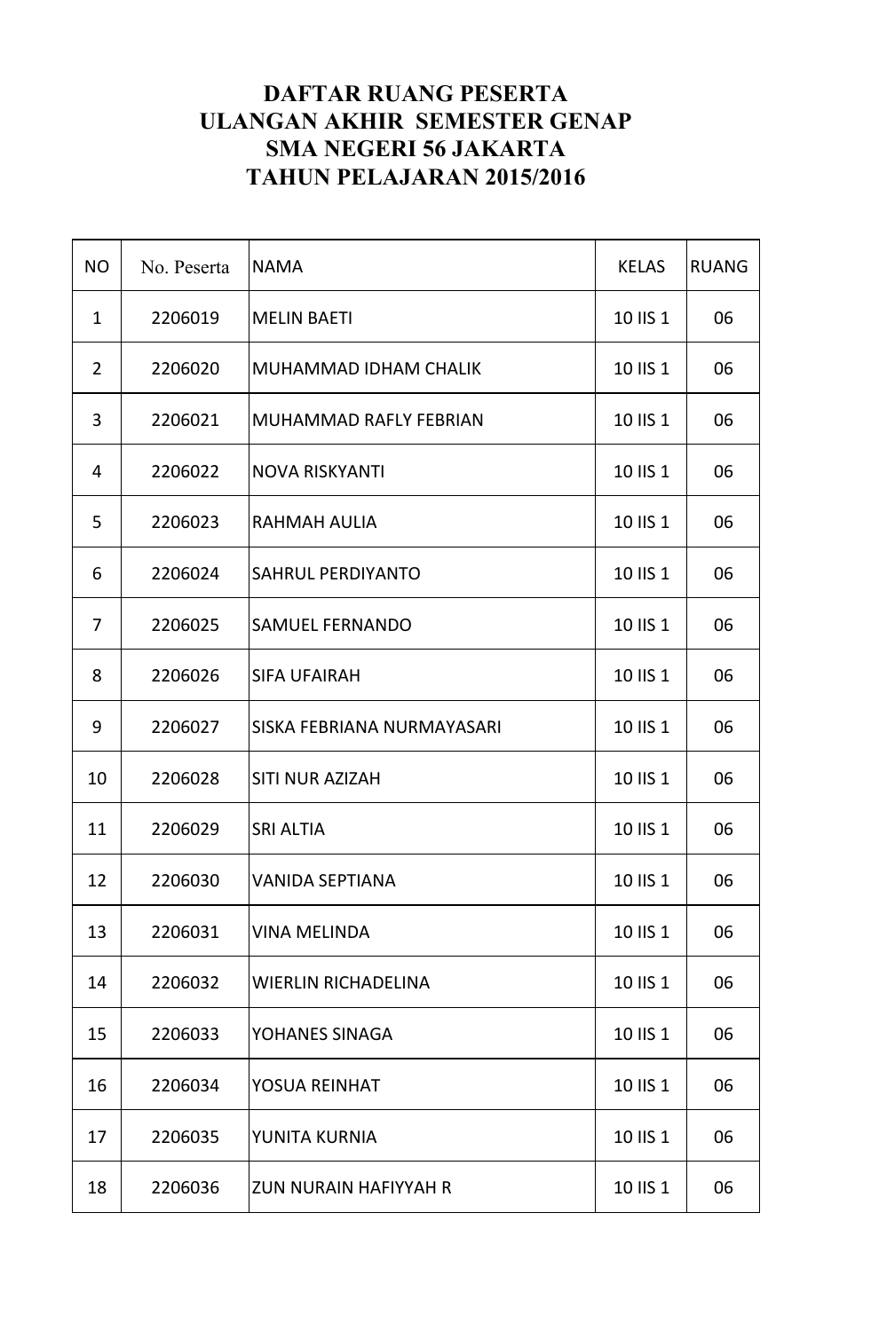# DAFTAR RUANG PESERTA
# ULANGAN AKHIR SEMESTER GENAP
# SMA NEGERI 56 JAKARTA
# TAHUN PELAJARAN 2015/2016

| NO | No. Peserta | NAMA | KELAS | RUANG |
|---|---|---|---|---|
| 1 | 2206019 | MELIN BAETI | 10 IIS 1 | 06 |
| 2 | 2206020 | MUHAMMAD IDHAM CHALIK | 10 IIS 1 | 06 |
| 3 | 2206021 | MUHAMMAD RAFLY FEBRIAN | 10 IIS 1 | 06 |
| 4 | 2206022 | NOVA RISKYANTI | 10 IIS 1 | 06 |
| 5 | 2206023 | RAHMAH AULIA | 10 IIS 1 | 06 |
| 6 | 2206024 | SAHRUL PERDIYANTO | 10 IIS 1 | 06 |
| 7 | 2206025 | SAMUEL FERNANDO | 10 IIS 1 | 06 |
| 8 | 2206026 | SIFA UFAIRAH | 10 IIS 1 | 06 |
| 9 | 2206027 | SISKA FEBRIANA NURMAYASARI | 10 IIS 1 | 06 |
| 10 | 2206028 | SITI NUR AZIZAH | 10 IIS 1 | 06 |
| 11 | 2206029 | SRI ALTIA | 10 IIS 1 | 06 |
| 12 | 2206030 | VANIDA SEPTIANA | 10 IIS 1 | 06 |
| 13 | 2206031 | VINA MELINDA | 10 IIS 1 | 06 |
| 14 | 2206032 | WIERLIN RICHADELINA | 10 IIS 1 | 06 |
| 15 | 2206033 | YOHANES SINAGA | 10 IIS 1 | 06 |
| 16 | 2206034 | YOSUA REINHAT | 10 IIS 1 | 06 |
| 17 | 2206035 | YUNITA KURNIA | 10 IIS 1 | 06 |
| 18 | 2206036 | ZUN NURAIN HAFIYYAH R | 10 IIS 1 | 06 |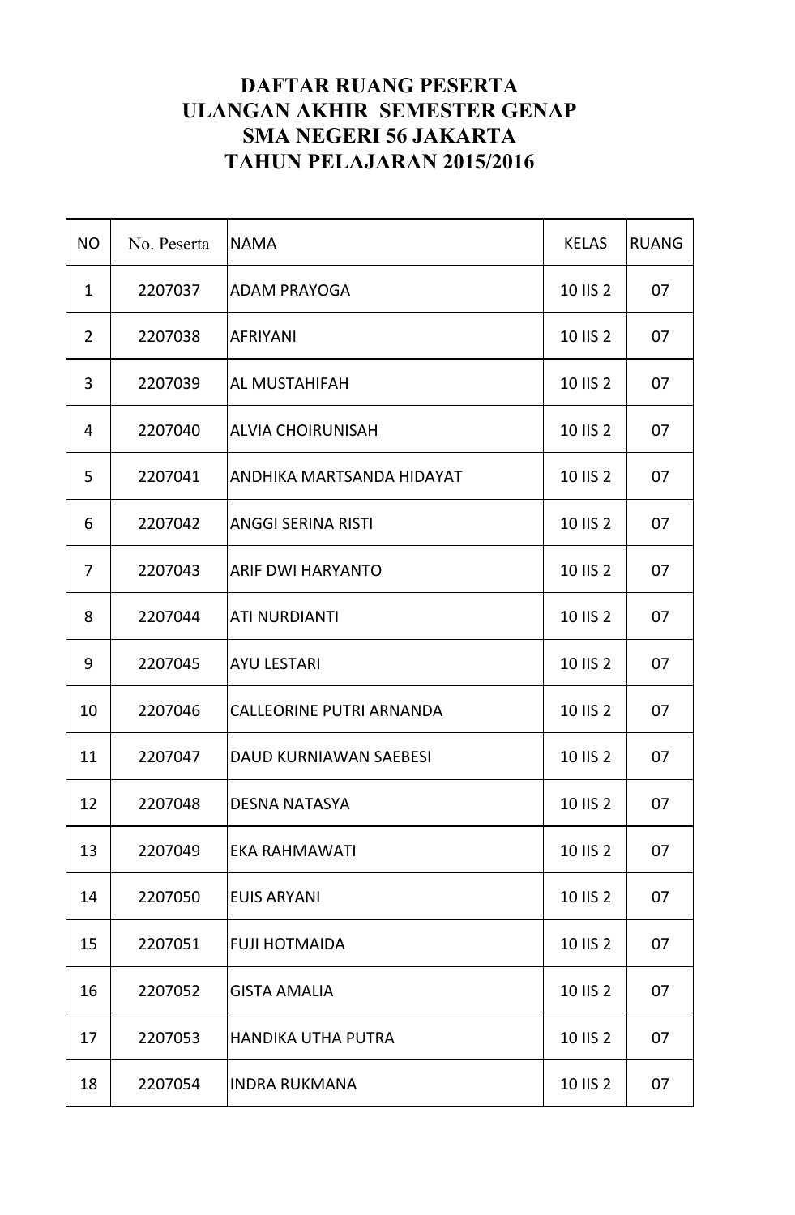# DAFTAR RUANG PESERTA
# ULANGAN AKHIR SEMESTER GENAP
# SMA NEGERI 56 JAKARTA
# TAHUN PELAJARAN 2015/2016

| NO | No. Peserta | NAMA | KELAS | RUANG |
|---|---|---|---|---|
| 1 | 2207037 | ADAM PRAYOGA | 10 IIS 2 | 07 |
| 2 | 2207038 | AFRIYANI | 10 IIS 2 | 07 |
| 3 | 2207039 | AL MUSTAHIFAH | 10 IIS 2 | 07 |
| 4 | 2207040 | ALVIA CHOIRUNISAH | 10 IIS 2 | 07 |
| 5 | 2207041 | ANDHIKA MARTSANDA HIDAYAT | 10 IIS 2 | 07 |
| 6 | 2207042 | ANGGI SERINA RISTI | 10 IIS 2 | 07 |
| 7 | 2207043 | ARIF DWI HARYANTO | 10 IIS 2 | 07 |
| 8 | 2207044 | ATI NURDIANTI | 10 IIS 2 | 07 |
| 9 | 2207045 | AYU LESTARI | 10 IIS 2 | 07 |
| 10 | 2207046 | CALLEORINE PUTRI ARNANDA | 10 IIS 2 | 07 |
| 11 | 2207047 | DAUD KURNIAWAN SAEBESI | 10 IIS 2 | 07 |
| 12 | 2207048 | DESNA NATASYA | 10 IIS 2 | 07 |
| 13 | 2207049 | EKA RAHMAWATI | 10 IIS 2 | 07 |
| 14 | 2207050 | EUIS ARYANI | 10 IIS 2 | 07 |
| 15 | 2207051 | FUJI HOTMAIDA | 10 IIS 2 | 07 |
| 16 | 2207052 | GISTA AMALIA | 10 IIS 2 | 07 |
| 17 | 2207053 | HANDIKA UTHA PUTRA | 10 IIS 2 | 07 |
| 18 | 2207054 | INDRA RUKMANA | 10 IIS 2 | 07 |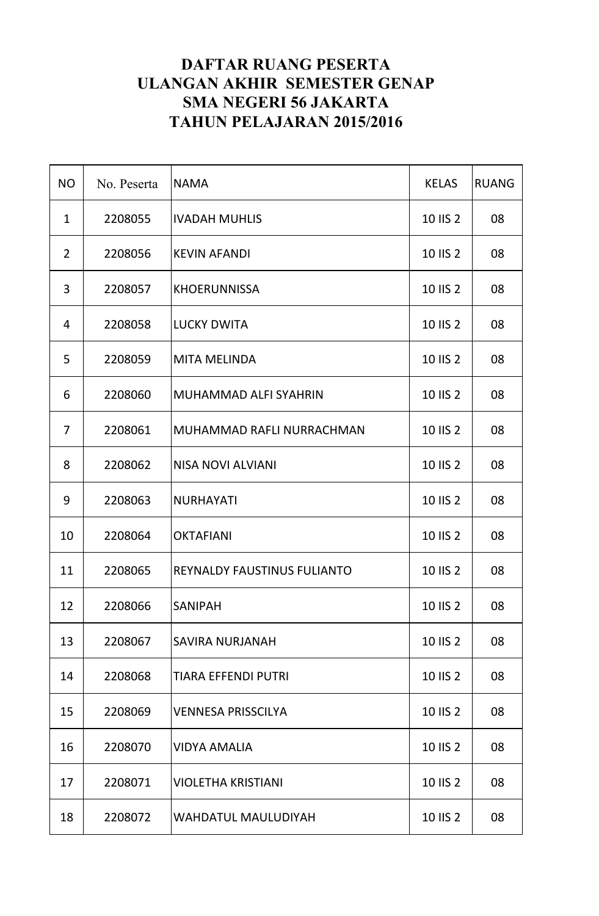# DAFTAR RUANG PESERTA
# ULANGAN AKHIR SEMESTER GENAP
# SMA NEGERI 56 JAKARTA
# TAHUN PELAJARAN 2015/2016

| NO | No. Peserta | NAMA | KELAS | RUANG |
|---|---|---|---|---|
| 1 | 2208055 | IVADAH MUHLIS | 10 IIS 2 | 08 |
| 2 | 2208056 | KEVIN AFANDI | 10 IIS 2 | 08 |
| 3 | 2208057 | KHOERUNNISSA | 10 IIS 2 | 08 |
| 4 | 2208058 | LUCKY DWITA | 10 IIS 2 | 08 |
| 5 | 2208059 | MITA MELINDA | 10 IIS 2 | 08 |
| 6 | 2208060 | MUHAMMAD ALFI SYAHRIN | 10 IIS 2 | 08 |
| 7 | 2208061 | MUHAMMAD RAFLI NURRACHMAN | 10 IIS 2 | 08 |
| 8 | 2208062 | NISA NOVI ALVIANI | 10 IIS 2 | 08 |
| 9 | 2208063 | NURHAYATI | 10 IIS 2 | 08 |
| 10 | 2208064 | OKTAFIANI | 10 IIS 2 | 08 |
| 11 | 2208065 | REYNALDY FAUSTINUS FULIANTO | 10 IIS 2 | 08 |
| 12 | 2208066 | SANIPAH | 10 IIS 2 | 08 |
| 13 | 2208067 | SAVIRA NURJANAH | 10 IIS 2 | 08 |
| 14 | 2208068 | TIARA EFFENDI PUTRI | 10 IIS 2 | 08 |
| 15 | 2208069 | VENNESA PRISSCILYA | 10 IIS 2 | 08 |
| 16 | 2208070 | VIDYA AMALIA | 10 IIS 2 | 08 |
| 17 | 2208071 | VIOLETHA KRISTIANI | 10 IIS 2 | 08 |
| 18 | 2208072 | WAHDATUL MAULUDIYAH | 10 IIS 2 | 08 |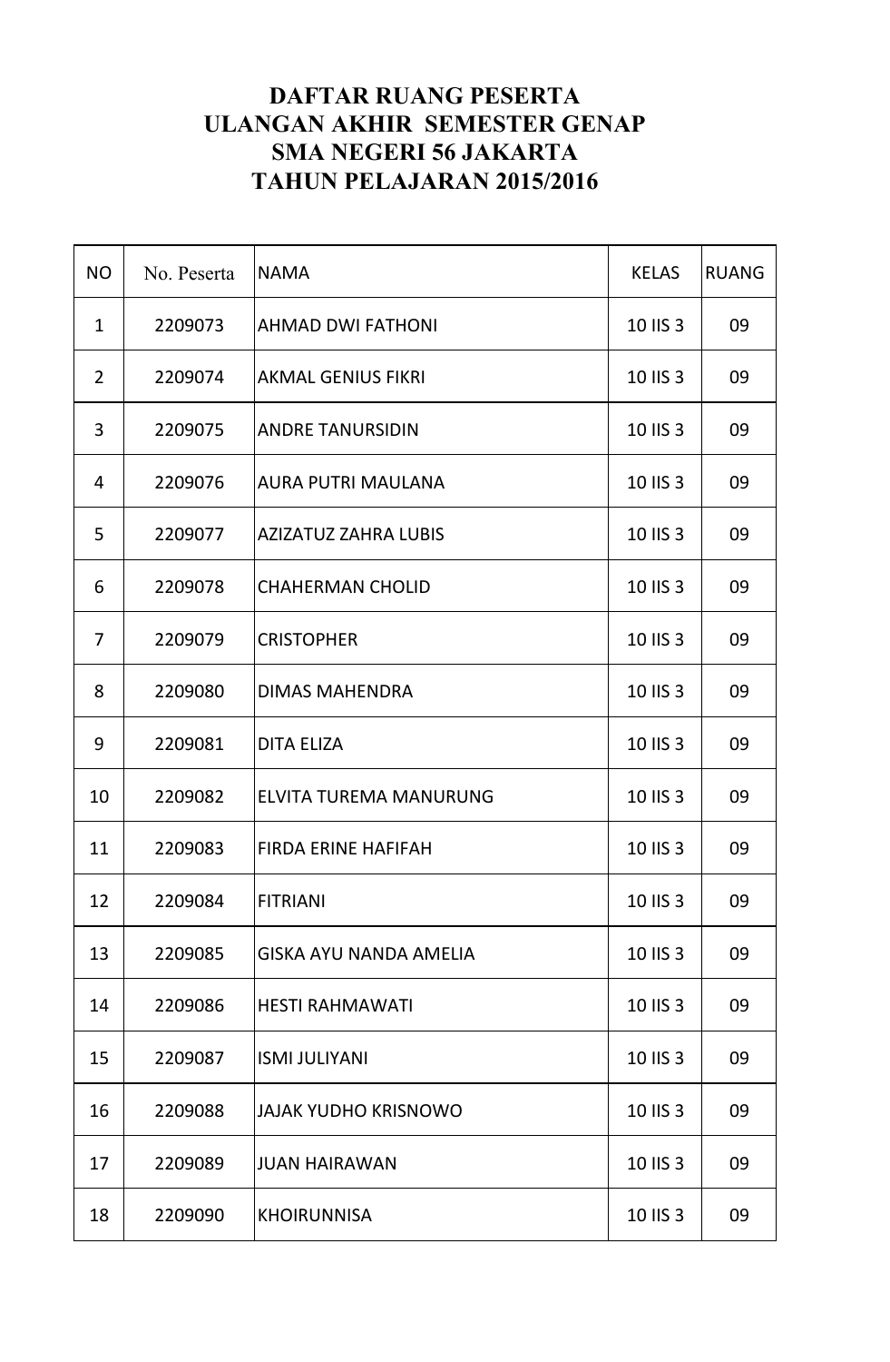# DAFTAR RUANG PESERTA
# ULANGAN AKHIR SEMESTER GENAP
# SMA NEGERI 56 JAKARTA
# TAHUN PELAJARAN 2015/2016

| NO | No. Peserta | NAMA | KELAS | RUANG |
|---|---|---|---|---|
| 1 | 2209073 | AHMAD DWI FATHONI | 10 IIS 3 | 09 |
| 2 | 2209074 | AKMAL GENIUS FIKRI | 10 IIS 3 | 09 |
| 3 | 2209075 | ANDRE TANURSIDIN | 10 IIS 3 | 09 |
| 4 | 2209076 | AURA PUTRI MAULANA | 10 IIS 3 | 09 |
| 5 | 2209077 | AZIZATUZ ZAHRA LUBIS | 10 IIS 3 | 09 |
| 6 | 2209078 | CHAHERMAN CHOLID | 10 IIS 3 | 09 |
| 7 | 2209079 | CRISTOPHER | 10 IIS 3 | 09 |
| 8 | 2209080 | DIMAS MAHENDRA | 10 IIS 3 | 09 |
| 9 | 2209081 | DITA ELIZA | 10 IIS 3 | 09 |
| 10 | 2209082 | ELVITA TUREMA MANURUNG | 10 IIS 3 | 09 |
| 11 | 2209083 | FIRDA ERINE HAFIFAH | 10 IIS 3 | 09 |
| 12 | 2209084 | FITRIANI | 10 IIS 3 | 09 |
| 13 | 2209085 | GISKA AYU NANDA AMELIA | 10 IIS 3 | 09 |
| 14 | 2209086 | HESTI RAHMAWATI | 10 IIS 3 | 09 |
| 15 | 2209087 | ISMI JULIYANI | 10 IIS 3 | 09 |
| 16 | 2209088 | JAJAK YUDHO KRISNOWO | 10 IIS 3 | 09 |
| 17 | 2209089 | JUAN HAIRAWAN | 10 IIS 3 | 09 |
| 18 | 2209090 | KHOIRUNNISA | 10 IIS 3 | 09 |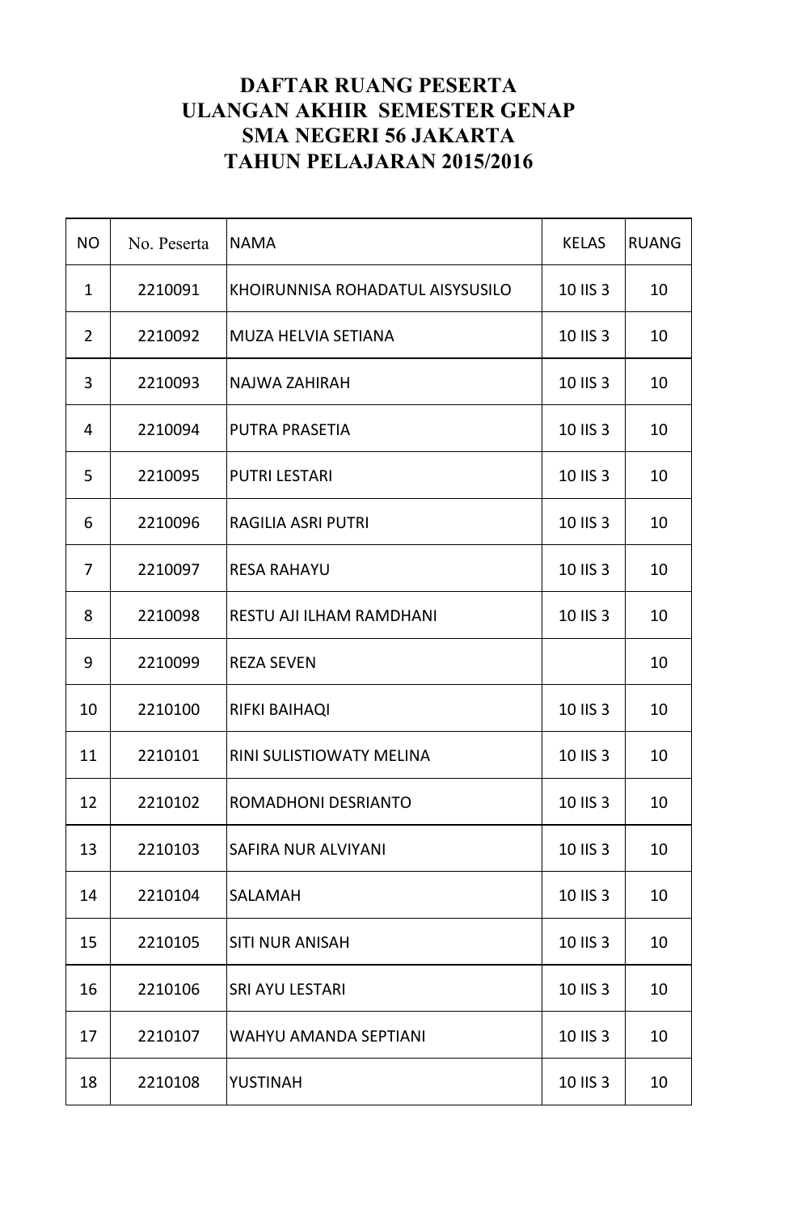# DAFTAR RUANG PESERTA
# ULANGAN AKHIR SEMESTER GENAP
# SMA NEGERI 56 JAKARTA
# TAHUN PELAJARAN 2015/2016

| NO | No. Peserta | NAMA | KELAS | RUANG |
|---|---|---|---|---|
| 1 | 2210091 | KHOIRUNNISA ROHADATUL AISYSUSILO | 10 IIS 3 | 10 |
| 2 | 2210092 | MUZA HELVIA SETIANA | 10 IIS 3 | 10 |
| 3 | 2210093 | NAJWA ZAHIRAH | 10 IIS 3 | 10 |
| 4 | 2210094 | PUTRA PRASETIA | 10 IIS 3 | 10 |
| 5 | 2210095 | PUTRI LESTARI | 10 IIS 3 | 10 |
| 6 | 2210096 | RAGILIA ASRI PUTRI | 10 IIS 3 | 10 |
| 7 | 2210097 | RESA RAHAYU | 10 IIS 3 | 10 |
| 8 | 2210098 | RESTU AJI ILHAM RAMDHANI | 10 IIS 3 | 10 |
| 9 | 2210099 | REZA SEVEN | | 10 |
| 10 | 2210100 | RIFKI BAIHAQI | 10 IIS 3 | 10 |
| 11 | 2210101 | RINI SULISTIOWATY MELINA | 10 IIS 3 | 10 |
| 12 | 2210102 | ROMADHONI DESRIANTO | 10 IIS 3 | 10 |
| 13 | 2210103 | SAFIRA NUR ALVIYANI | 10 IIS 3 | 10 |
| 14 | 2210104 | SALAMAH | 10 IIS 3 | 10 |
| 15 | 2210105 | SITI NUR ANISAH | 10 IIS 3 | 10 |
| 16 | 2210106 | SRI AYU LESTARI | 10 IIS 3 | 10 |
| 17 | 2210107 | WAHYU AMANDA SEPTIANI | 10 IIS 3 | 10 |
| 18 | 2210108 | YUSTINAH | 10 IIS 3 | 10 |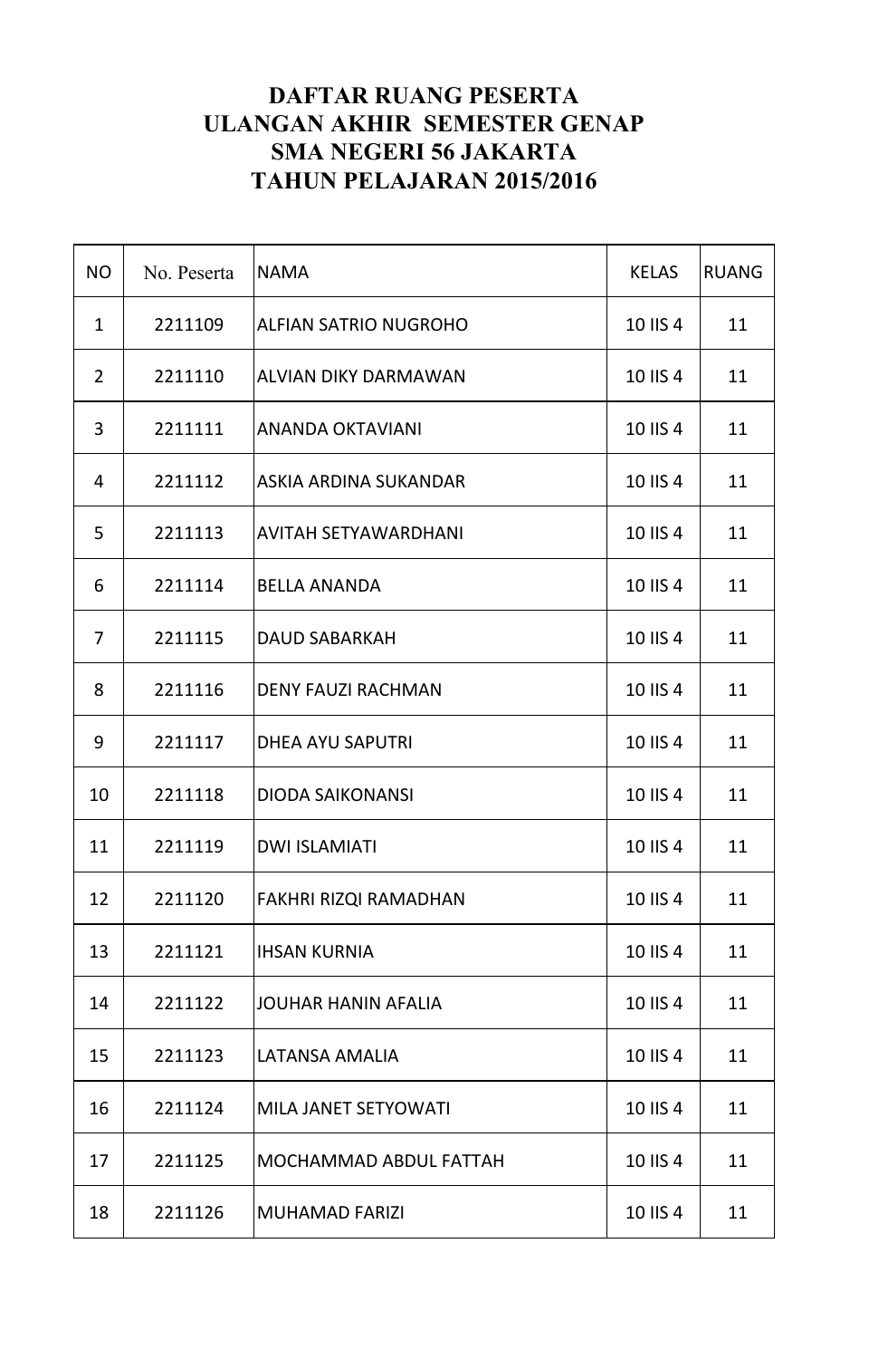# DAFTAR RUANG PESERTA
# ULANGAN AKHIR SEMESTER GENAP
# SMA NEGERI 56 JAKARTA
# TAHUN PELAJARAN 2015/2016

| NO | No. Peserta | NAMA | KELAS | RUANG |
|---|---|---|---|---|
| 1 | 2211109 | ALFIAN SATRIO NUGROHO | 10 IIS 4 | 11 |
| 2 | 2211110 | ALVIAN DIKY DARMAWAN | 10 IIS 4 | 11 |
| 3 | 2211111 | ANANDA OKTAVIANI | 10 IIS 4 | 11 |
| 4 | 2211112 | ASKIA ARDINA SUKANDAR | 10 IIS 4 | 11 |
| 5 | 2211113 | AVITAH SETYAWARDHANI | 10 IIS 4 | 11 |
| 6 | 2211114 | BELLA ANANDA | 10 IIS 4 | 11 |
| 7 | 2211115 | DAUD SABARKAH | 10 IIS 4 | 11 |
| 8 | 2211116 | DENY FAUZI RACHMAN | 10 IIS 4 | 11 |
| 9 | 2211117 | DHEA AYU SAPUTRI | 10 IIS 4 | 11 |
| 10 | 2211118 | DIODA SAIKONANSI | 10 IIS 4 | 11 |
| 11 | 2211119 | DWI ISLAMIATI | 10 IIS 4 | 11 |
| 12 | 2211120 | FAKHRI RIZQI RAMADHAN | 10 IIS 4 | 11 |
| 13 | 2211121 | IHSAN KURNIA | 10 IIS 4 | 11 |
| 14 | 2211122 | JOUHAR HANIN AFALIA | 10 IIS 4 | 11 |
| 15 | 2211123 | LATANSA AMALIA | 10 IIS 4 | 11 |
| 16 | 2211124 | MILA JANET SETYOWATI | 10 IIS 4 | 11 |
| 17 | 2211125 | MOCHAMMAD ABDUL FATTAH | 10 IIS 4 | 11 |
| 18 | 2211126 | MUHAMAD FARIZI | 10 IIS 4 | 11 |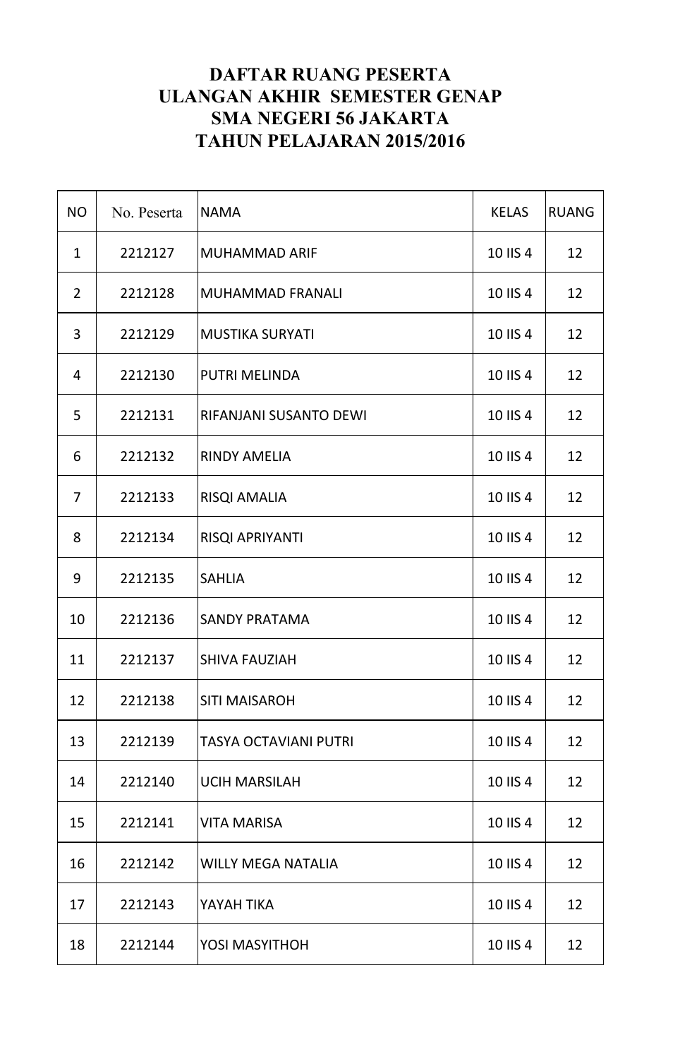# DAFTAR RUANG PESERTA
# ULANGAN AKHIR SEMESTER GENAP
# SMA NEGERI 56 JAKARTA
# TAHUN PELAJARAN 2015/2016

| NO | No. Peserta | NAMA | KELAS | RUANG |
|---|---|---|---|---|
| 1 | 2212127 | MUHAMMAD ARIF | 10 IIS 4 | 12 |
| 2 | 2212128 | MUHAMMAD FRANALI | 10 IIS 4 | 12 |
| 3 | 2212129 | MUSTIKA SURYATI | 10 IIS 4 | 12 |
| 4 | 2212130 | PUTRI MELINDA | 10 IIS 4 | 12 |
| 5 | 2212131 | RIFANJANI SUSANTO DEWI | 10 IIS 4 | 12 |
| 6 | 2212132 | RINDY AMELIA | 10 IIS 4 | 12 |
| 7 | 2212133 | RISQI AMALIA | 10 IIS 4 | 12 |
| 8 | 2212134 | RISQI APRIYANTI | 10 IIS 4 | 12 |
| 9 | 2212135 | SAHLIA | 10 IIS 4 | 12 |
| 10 | 2212136 | SANDY PRATAMA | 10 IIS 4 | 12 |
| 11 | 2212137 | SHIVA FAUZIAH | 10 IIS 4 | 12 |
| 12 | 2212138 | SITI MAISAROH | 10 IIS 4 | 12 |
| 13 | 2212139 | TASYA OCTAVIANI PUTRI | 10 IIS 4 | 12 |
| 14 | 2212140 | UCIH MARSILAH | 10 IIS 4 | 12 |
| 15 | 2212141 | VITA MARISA | 10 IIS 4 | 12 |
| 16 | 2212142 | WILLY MEGA NATALIA | 10 IIS 4 | 12 |
| 17 | 2212143 | YAYAH TIKA | 10 IIS 4 | 12 |
| 18 | 2212144 | YOSI MASYITHOH | 10 IIS 4 | 12 |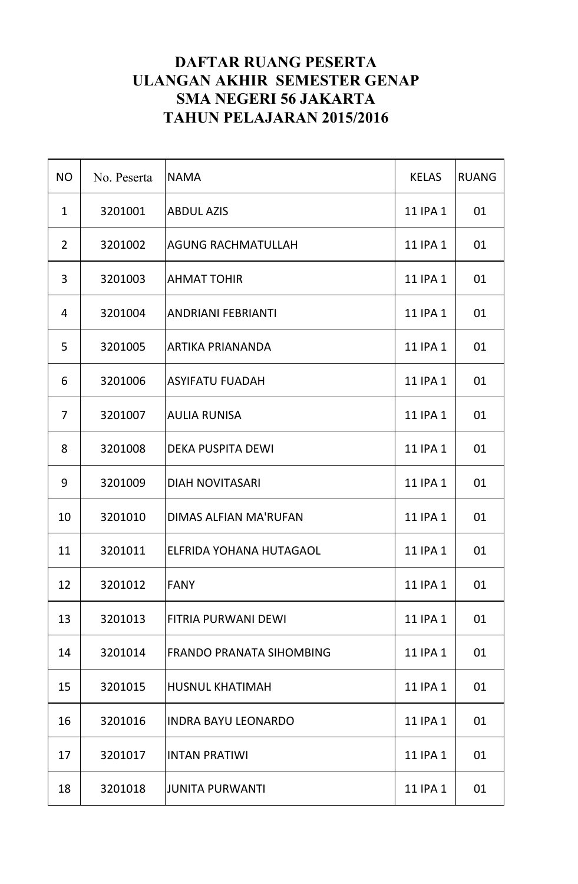# DAFTAR RUANG PESERTA
# ULANGAN AKHIR SEMESTER GENAP
# SMA NEGERI 56 JAKARTA
# TAHUN PELAJARAN 2015/2016

| NO | No. Peserta | NAMA | KELAS | RUANG |
|---|---|---|---|---|
| 1 | 3201001 | ABDUL AZIS | 11 IPA 1 | 01 |
| 2 | 3201002 | AGUNG RACHMATULLAH | 11 IPA 1 | 01 |
| 3 | 3201003 | AHMAT TOHIR | 11 IPA 1 | 01 |
| 4 | 3201004 | ANDRIANI FEBRIANTI | 11 IPA 1 | 01 |
| 5 | 3201005 | ARTIKA PRIANANDA | 11 IPA 1 | 01 |
| 6 | 3201006 | ASYIFATU FUADAH | 11 IPA 1 | 01 |
| 7 | 3201007 | AULIA RUNISA | 11 IPA 1 | 01 |
| 8 | 3201008 | DEKA PUSPITA DEWI | 11 IPA 1 | 01 |
| 9 | 3201009 | DIAH NOVITASARI | 11 IPA 1 | 01 |
| 10 | 3201010 | DIMAS ALFIAN MA'RUFAN | 11 IPA 1 | 01 |
| 11 | 3201011 | ELFRIDA YOHANA HUTAGAOL | 11 IPA 1 | 01 |
| 12 | 3201012 | FANY | 11 IPA 1 | 01 |
| 13 | 3201013 | FITRIA PURWANI DEWI | 11 IPA 1 | 01 |
| 14 | 3201014 | FRANDO PRANATA SIHOMBING | 11 IPA 1 | 01 |
| 15 | 3201015 | HUSNUL KHATIMAH | 11 IPA 1 | 01 |
| 16 | 3201016 | INDRA BAYU LEONARDO | 11 IPA 1 | 01 |
| 17 | 3201017 | INTAN PRATIWI | 11 IPA 1 | 01 |
| 18 | 3201018 | JUNITA PURWANTI | 11 IPA 1 | 01 |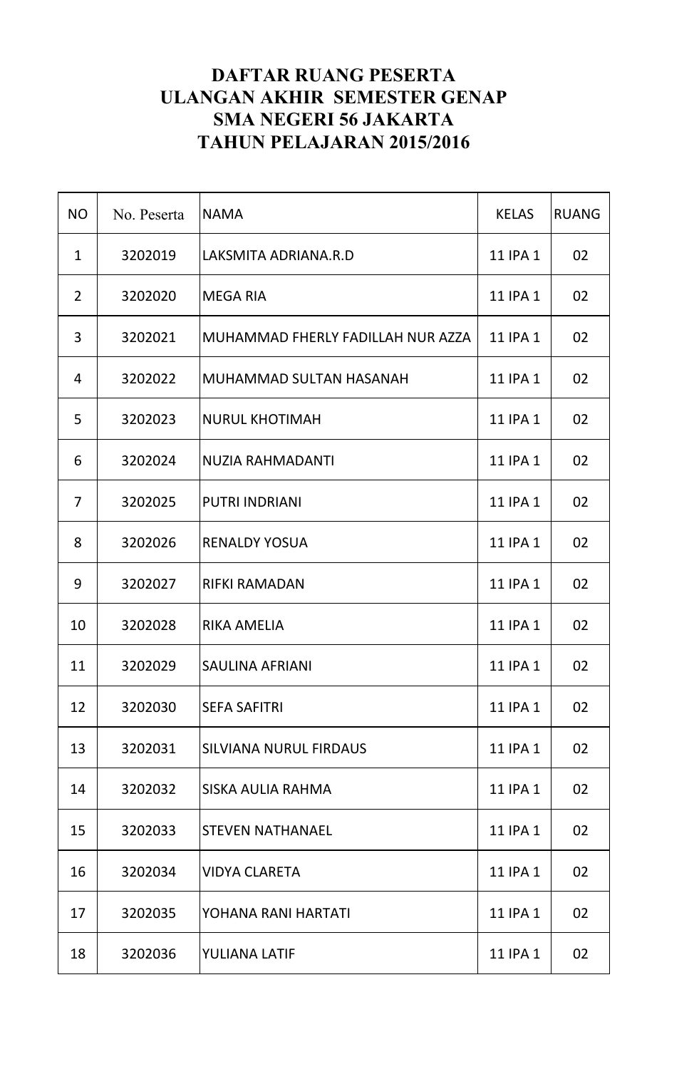# DAFTAR RUANG PESERTA
# ULANGAN AKHIR SEMESTER GENAP
# SMA NEGERI 56 JAKARTA
# TAHUN PELAJARAN 2015/2016

| NO | No. Peserta | NAMA | KELAS | RUANG |
|---|---|---|---|---|
| 1 | 3202019 | LAKSMITA ADRIANA.R.D | 11 IPA 1 | 02 |
| 2 | 3202020 | MEGA RIA | 11 IPA 1 | 02 |
| 3 | 3202021 | MUHAMMAD FHERLY FADILLAH NUR AZZA | 11 IPA 1 | 02 |
| 4 | 3202022 | MUHAMMAD SULTAN HASANAH | 11 IPA 1 | 02 |
| 5 | 3202023 | NURUL KHOTIMAH | 11 IPA 1 | 02 |
| 6 | 3202024 | NUZIA RAHMADANTI | 11 IPA 1 | 02 |
| 7 | 3202025 | PUTRI INDRIANI | 11 IPA 1 | 02 |
| 8 | 3202026 | RENALDY YOSUA | 11 IPA 1 | 02 |
| 9 | 3202027 | RIFKI RAMADAN | 11 IPA 1 | 02 |
| 10 | 3202028 | RIKA AMELIA | 11 IPA 1 | 02 |
| 11 | 3202029 | SAULINA AFRIANI | 11 IPA 1 | 02 |
| 12 | 3202030 | SEFA SAFITRI | 11 IPA 1 | 02 |
| 13 | 3202031 | SILVIANA NURUL FIRDAUS | 11 IPA 1 | 02 |
| 14 | 3202032 | SISKA AULIA RAHMA | 11 IPA 1 | 02 |
| 15 | 3202033 | STEVEN NATHANAEL | 11 IPA 1 | 02 |
| 16 | 3202034 | VIDYA CLARETA | 11 IPA 1 | 02 |
| 17 | 3202035 | YOHANA RANI HARTATI | 11 IPA 1 | 02 |
| 18 | 3202036 | YULIANA LATIF | 11 IPA 1 | 02 |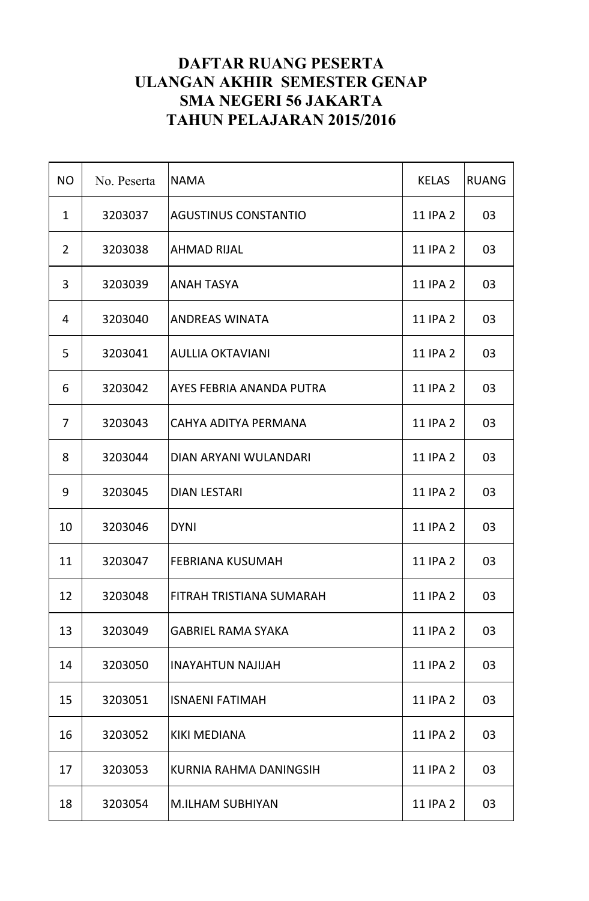# DAFTAR RUANG PESERTA
# ULANGAN AKHIR SEMESTER GENAP
# SMA NEGERI 56 JAKARTA
# TAHUN PELAJARAN 2015/2016

| NO | No. Peserta | NAMA | KELAS | RUANG |
|---|---|---|---|---|
| 1 | 3203037 | AGUSTINUS CONSTANTIO | 11 IPA 2 | 03 |
| 2 | 3203038 | AHMAD RIJAL | 11 IPA 2 | 03 |
| 3 | 3203039 | ANAH TASYA | 11 IPA 2 | 03 |
| 4 | 3203040 | ANDREAS WINATA | 11 IPA 2 | 03 |
| 5 | 3203041 | AULLIA OKTAVIANI | 11 IPA 2 | 03 |
| 6 | 3203042 | AYES FEBRIA ANANDA PUTRA | 11 IPA 2 | 03 |
| 7 | 3203043 | CAHYA ADITYA PERMANA | 11 IPA 2 | 03 |
| 8 | 3203044 | DIAN ARYANI WULANDARI | 11 IPA 2 | 03 |
| 9 | 3203045 | DIAN LESTARI | 11 IPA 2 | 03 |
| 10 | 3203046 | DYNI | 11 IPA 2 | 03 |
| 11 | 3203047 | FEBRIANA KUSUMAH | 11 IPA 2 | 03 |
| 12 | 3203048 | FITRAH TRISTIANA SUMARAH | 11 IPA 2 | 03 |
| 13 | 3203049 | GABRIEL RAMA SYAKA | 11 IPA 2 | 03 |
| 14 | 3203050 | INAYAHTUN NAJIJAH | 11 IPA 2 | 03 |
| 15 | 3203051 | ISNAENI FATIMAH | 11 IPA 2 | 03 |
| 16 | 3203052 | KIKI MEDIANA | 11 IPA 2 | 03 |
| 17 | 3203053 | KURNIA RAHMA DANINGSIH | 11 IPA 2 | 03 |
| 18 | 3203054 | M.ILHAM SUBHIYAN | 11 IPA 2 | 03 |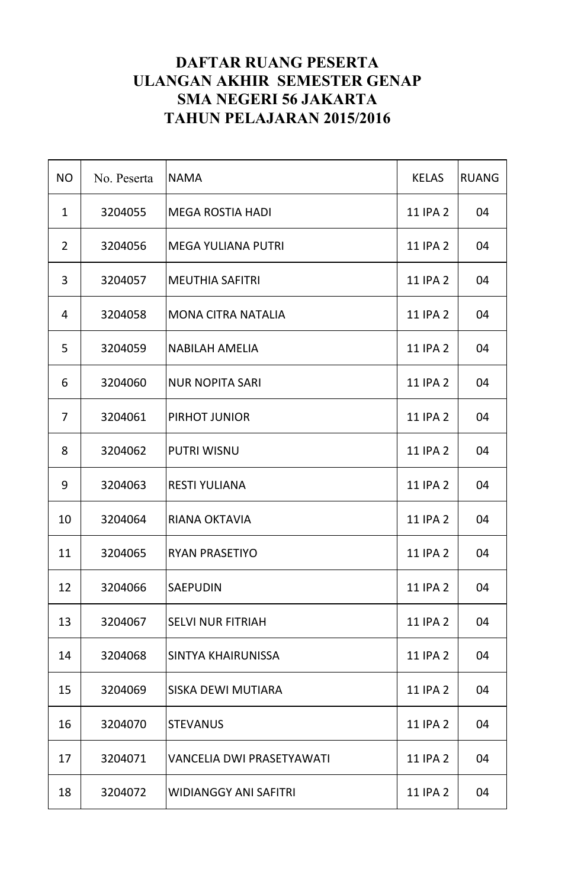# DAFTAR RUANG PESERTA
# ULANGAN AKHIR SEMESTER GENAP
# SMA NEGERI 56 JAKARTA
# TAHUN PELAJARAN 2015/2016

| NO | No. Peserta | NAMA | KELAS | RUANG |
|---|---|---|---|---|
| 1 | 3204055 | MEGA ROSTIA HADI | 11 IPA 2 | 04 |
| 2 | 3204056 | MEGA YULIANA PUTRI | 11 IPA 2 | 04 |
| 3 | 3204057 | MEUTHIA SAFITRI | 11 IPA 2 | 04 |
| 4 | 3204058 | MONA CITRA NATALIA | 11 IPA 2 | 04 |
| 5 | 3204059 | NABILAH AMELIA | 11 IPA 2 | 04 |
| 6 | 3204060 | NUR NOPITA SARI | 11 IPA 2 | 04 |
| 7 | 3204061 | PIRHOT JUNIOR | 11 IPA 2 | 04 |
| 8 | 3204062 | PUTRI WISNU | 11 IPA 2 | 04 |
| 9 | 3204063 | RESTI YULIANA | 11 IPA 2 | 04 |
| 10 | 3204064 | RIANA OKTAVIA | 11 IPA 2 | 04 |
| 11 | 3204065 | RYAN PRASETIYO | 11 IPA 2 | 04 |
| 12 | 3204066 | SAEPUDIN | 11 IPA 2 | 04 |
| 13 | 3204067 | SELVI NUR FITRIAH | 11 IPA 2 | 04 |
| 14 | 3204068 | SINTYA KHAIRUNISSA | 11 IPA 2 | 04 |
| 15 | 3204069 | SISKA DEWI MUTIARA | 11 IPA 2 | 04 |
| 16 | 3204070 | STEVANUS | 11 IPA 2 | 04 |
| 17 | 3204071 | VANCELIA DWI PRASETYAWATI | 11 IPA 2 | 04 |
| 18 | 3204072 | WIDIANGGY ANI SAFITRI | 11 IPA 2 | 04 |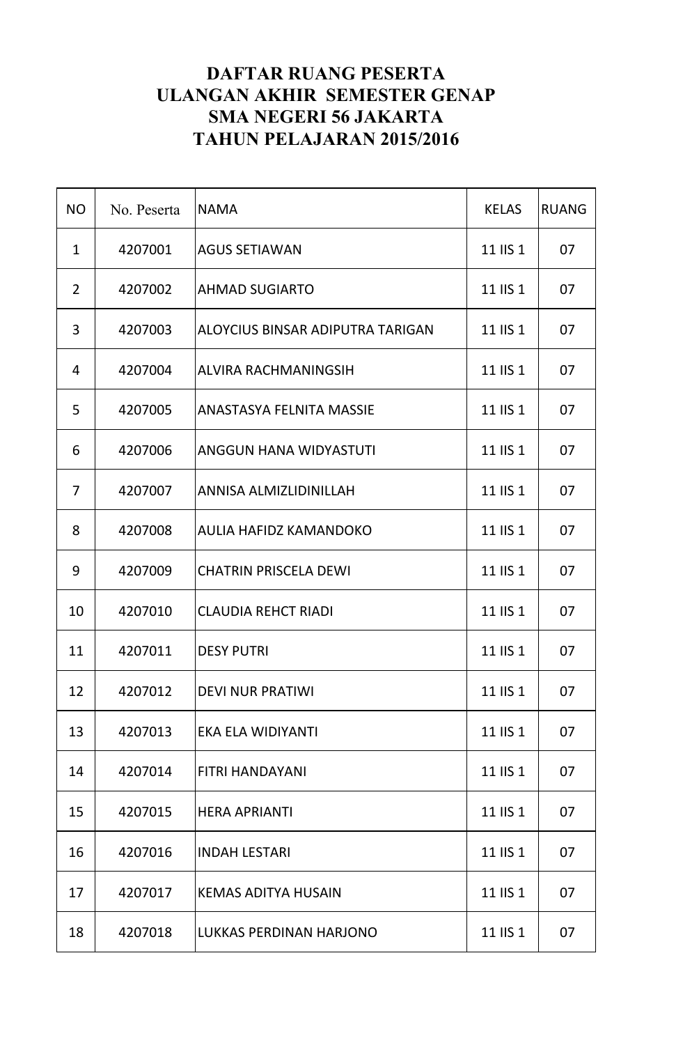# DAFTAR RUANG PESERTA
# ULANGAN AKHIR SEMESTER GENAP
# SMA NEGERI 56 JAKARTA
# TAHUN PELAJARAN 2015/2016

| NO | No. Peserta | NAMA | KELAS | RUANG |
|---|---|---|---|---|
| 1 | 4207001 | AGUS SETIAWAN | 11 IIS 1 | 07 |
| 2 | 4207002 | AHMAD SUGIARTO | 11 IIS 1 | 07 |
| 3 | 4207003 | ALOYCIUS BINSAR ADIPUTRA TARIGAN | 11 IIS 1 | 07 |
| 4 | 4207004 | ALVIRA RACHMANINGSIH | 11 IIS 1 | 07 |
| 5 | 4207005 | ANASTASYA FELNITA MASSIE | 11 IIS 1 | 07 |
| 6 | 4207006 | ANGGUN HANA WIDYASTUTI | 11 IIS 1 | 07 |
| 7 | 4207007 | ANNISA ALMIZLIDINILLAH | 11 IIS 1 | 07 |
| 8 | 4207008 | AULIA HAFIDZ KAMANDOKO | 11 IIS 1 | 07 |
| 9 | 4207009 | CHATRIN PRISCELA DEWI | 11 IIS 1 | 07 |
| 10 | 4207010 | CLAUDIA REHCT RIADI | 11 IIS 1 | 07 |
| 11 | 4207011 | DESY PUTRI | 11 IIS 1 | 07 |
| 12 | 4207012 | DEVI NUR PRATIWI | 11 IIS 1 | 07 |
| 13 | 4207013 | EKA ELA WIDIYANTI | 11 IIS 1 | 07 |
| 14 | 4207014 | FITRI HANDAYANI | 11 IIS 1 | 07 |
| 15 | 4207015 | HERA APRIANTI | 11 IIS 1 | 07 |
| 16 | 4207016 | INDAH LESTARI | 11 IIS 1 | 07 |
| 17 | 4207017 | KEMAS ADITYA HUSAIN | 11 IIS 1 | 07 |
| 18 | 4207018 | LUKKAS PERDINAN HARJONO | 11 IIS 1 | 07 |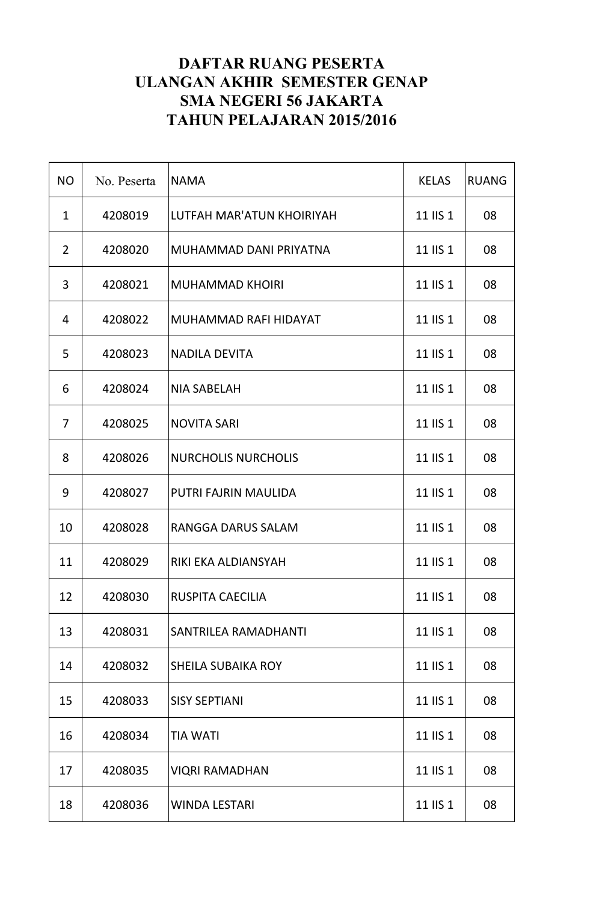# DAFTAR RUANG PESERTA
# ULANGAN AKHIR SEMESTER GENAP
# SMA NEGERI 56 JAKARTA
# TAHUN PELAJARAN 2015/2016

| NO | No. Peserta | NAMA | KELAS | RUANG |
|---|---|---|---|---|
| 1 | 4208019 | LUTFAH MAR'ATUN KHOIRIYAH | 11 IIS 1 | 08 |
| 2 | 4208020 | MUHAMMAD DANI PRIYATNA | 11 IIS 1 | 08 |
| 3 | 4208021 | MUHAMMAD KHOIRI | 11 IIS 1 | 08 |
| 4 | 4208022 | MUHAMMAD RAFI HIDAYAT | 11 IIS 1 | 08 |
| 5 | 4208023 | NADILA DEVITA | 11 IIS 1 | 08 |
| 6 | 4208024 | NIA SABELAH | 11 IIS 1 | 08 |
| 7 | 4208025 | NOVITA SARI | 11 IIS 1 | 08 |
| 8 | 4208026 | NURCHOLIS NURCHOLIS | 11 IIS 1 | 08 |
| 9 | 4208027 | PUTRI FAJRIN MAULIDA | 11 IIS 1 | 08 |
| 10 | 4208028 | RANGGA DARUS SALAM | 11 IIS 1 | 08 |
| 11 | 4208029 | RIKI EKA ALDIANSYAH | 11 IIS 1 | 08 |
| 12 | 4208030 | RUSPITA CAECILIA | 11 IIS 1 | 08 |
| 13 | 4208031 | SANTRILEA RAMADHANTI | 11 IIS 1 | 08 |
| 14 | 4208032 | SHEILA SUBAIKA ROY | 11 IIS 1 | 08 |
| 15 | 4208033 | SISY SEPTIANI | 11 IIS 1 | 08 |
| 16 | 4208034 | TIA WATI | 11 IIS 1 | 08 |
| 17 | 4208035 | VIQRI RAMADHAN | 11 IIS 1 | 08 |
| 18 | 4208036 | WINDA LESTARI | 11 IIS 1 | 08 |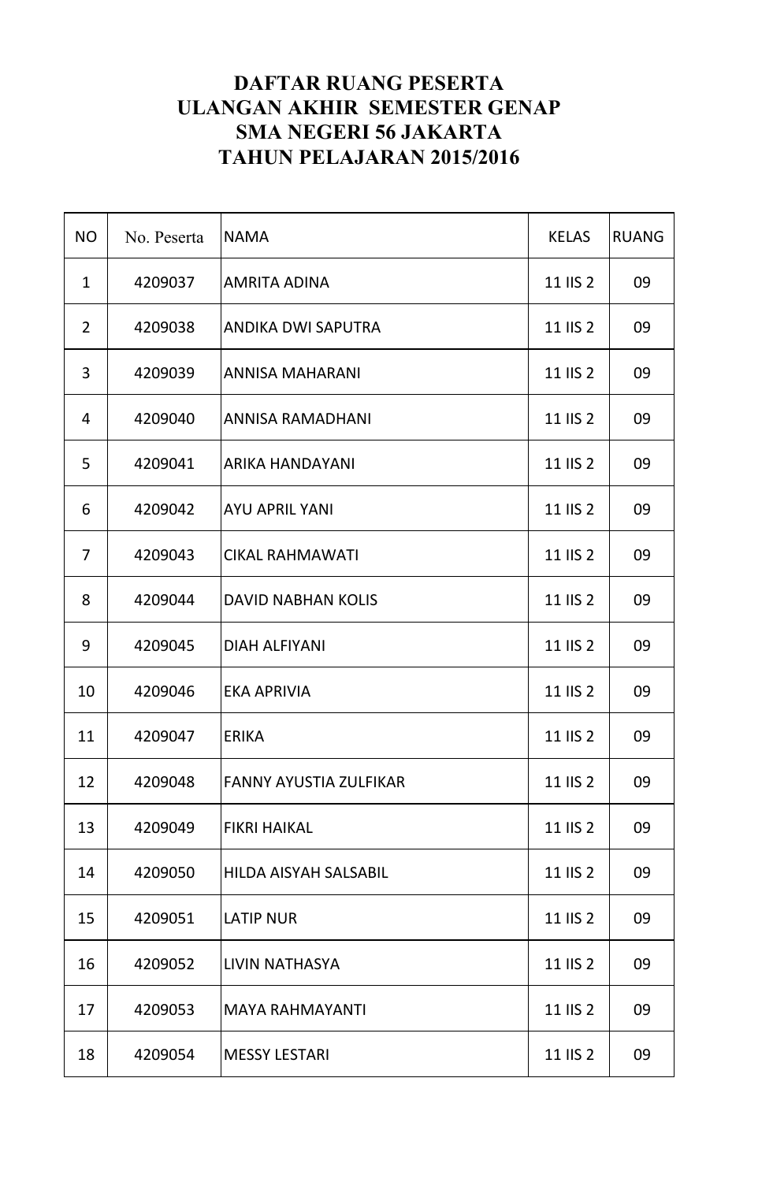# DAFTAR RUANG PESERTA
# ULANGAN AKHIR SEMESTER GENAP
# SMA NEGERI 56 JAKARTA
# TAHUN PELAJARAN 2015/2016

| NO | No. Peserta | NAMA | KELAS | RUANG |
|---|---|---|---|---|
| 1 | 4209037 | AMRITA ADINA | 11 IIS 2 | 09 |
| 2 | 4209038 | ANDIKA DWI SAPUTRA | 11 IIS 2 | 09 |
| 3 | 4209039 | ANNISA MAHARANI | 11 IIS 2 | 09 |
| 4 | 4209040 | ANNISA RAMADHANI | 11 IIS 2 | 09 |
| 5 | 4209041 | ARIKA HANDAYANI | 11 IIS 2 | 09 |
| 6 | 4209042 | AYU APRIL YANI | 11 IIS 2 | 09 |
| 7 | 4209043 | CIKAL RAHMAWATI | 11 IIS 2 | 09 |
| 8 | 4209044 | DAVID NABHAN KOLIS | 11 IIS 2 | 09 |
| 9 | 4209045 | DIAH ALFIYANI | 11 IIS 2 | 09 |
| 10 | 4209046 | EKA APRIVIA | 11 IIS 2 | 09 |
| 11 | 4209047 | ERIKA | 11 IIS 2 | 09 |
| 12 | 4209048 | FANNY AYUSTIA ZULFIKAR | 11 IIS 2 | 09 |
| 13 | 4209049 | FIKRI HAIKAL | 11 IIS 2 | 09 |
| 14 | 4209050 | HILDA AISYAH SALSABIL | 11 IIS 2 | 09 |
| 15 | 4209051 | LATIP NUR | 11 IIS 2 | 09 |
| 16 | 4209052 | LIVIN NATHASYA | 11 IIS 2 | 09 |
| 17 | 4209053 | MAYA RAHMAYANTI | 11 IIS 2 | 09 |
| 18 | 4209054 | MESSY LESTARI | 11 IIS 2 | 09 |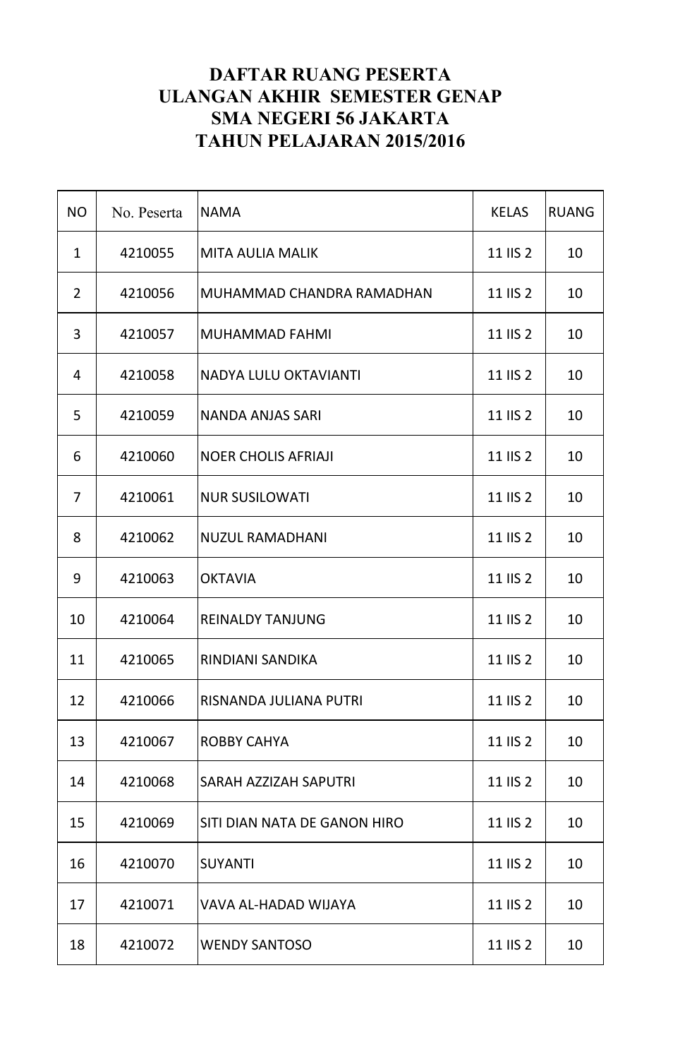# DAFTAR RUANG PESERTA
# ULANGAN AKHIR SEMESTER GENAP
# SMA NEGERI 56 JAKARTA
# TAHUN PELAJARAN 2015/2016

| NO | No. Peserta | NAMA | KELAS | RUANG |
|---|---|---|---|---|
| 1 | 4210055 | MITA AULIA MALIK | 11 IIS 2 | 10 |
| 2 | 4210056 | MUHAMMAD CHANDRA RAMADHAN | 11 IIS 2 | 10 |
| 3 | 4210057 | MUHAMMAD FAHMI | 11 IIS 2 | 10 |
| 4 | 4210058 | NADYA LULU OKTAVIANTI | 11 IIS 2 | 10 |
| 5 | 4210059 | NANDA ANJAS SARI | 11 IIS 2 | 10 |
| 6 | 4210060 | NOER CHOLIS AFRIAJI | 11 IIS 2 | 10 |
| 7 | 4210061 | NUR SUSILOWATI | 11 IIS 2 | 10 |
| 8 | 4210062 | NUZUL RAMADHANI | 11 IIS 2 | 10 |
| 9 | 4210063 | OKTAVIA | 11 IIS 2 | 10 |
| 10 | 4210064 | REINALDY TANJUNG | 11 IIS 2 | 10 |
| 11 | 4210065 | RINDIANI SANDIKA | 11 IIS 2 | 10 |
| 12 | 4210066 | RISNANDA JULIANA PUTRI | 11 IIS 2 | 10 |
| 13 | 4210067 | ROBBY CAHYA | 11 IIS 2 | 10 |
| 14 | 4210068 | SARAH AZZIZAH SAPUTRI | 11 IIS 2 | 10 |
| 15 | 4210069 | SITI DIAN NATA DE GANON HIRO | 11 IIS 2 | 10 |
| 16 | 4210070 | SUYANTI | 11 IIS 2 | 10 |
| 17 | 4210071 | VAVA AL-HADAD WIJAYA | 11 IIS 2 | 10 |
| 18 | 4210072 | WENDY SANTOSO | 11 IIS 2 | 10 |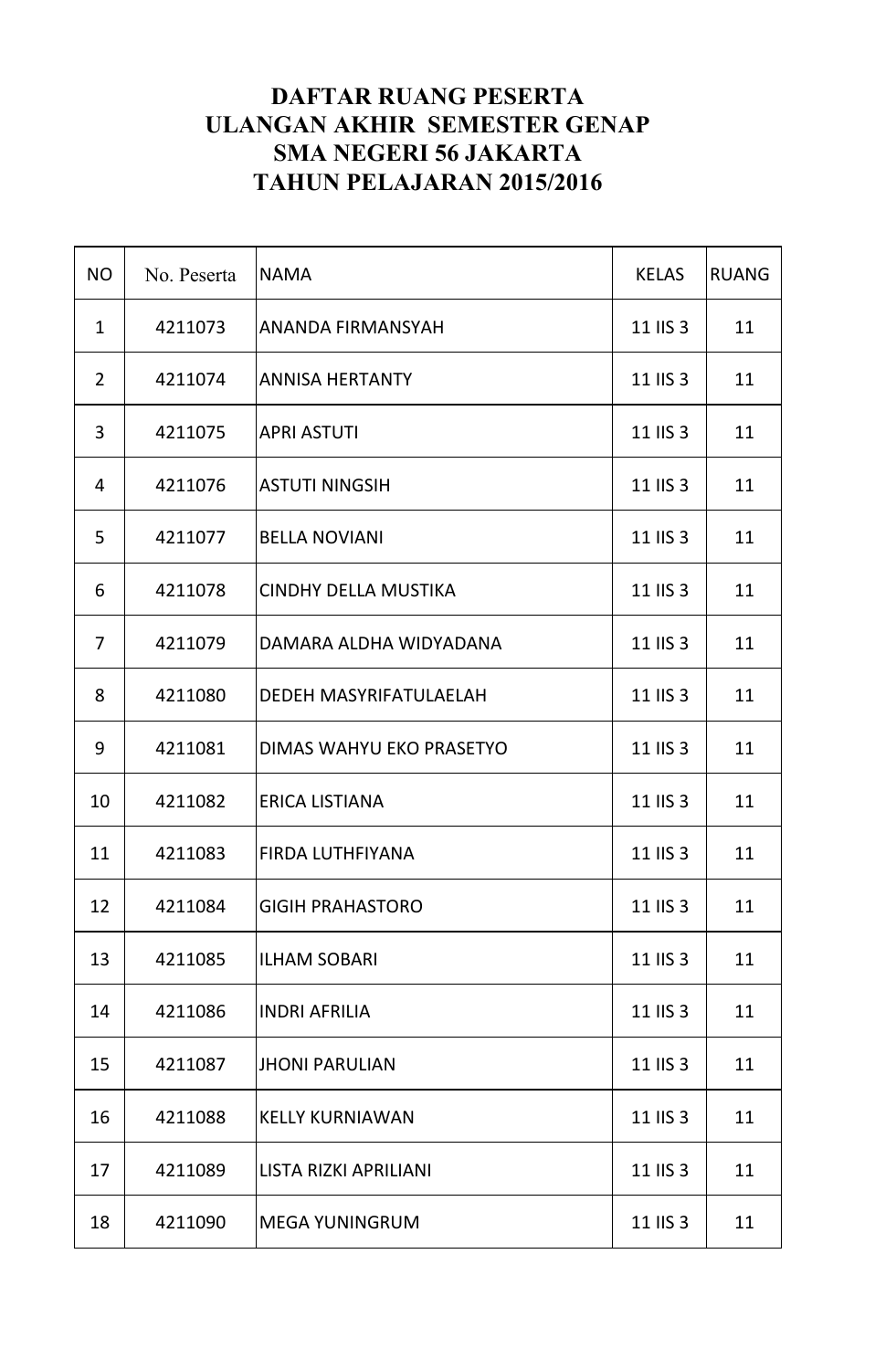# DAFTAR RUANG PESERTA
# ULANGAN AKHIR SEMESTER GENAP
# SMA NEGERI 56 JAKARTA
# TAHUN PELAJARAN 2015/2016

| NO | No. Peserta | NAMA | KELAS | RUANG |
|---|---|---|---|---|
| 1 | 4211073 | ANANDA FIRMANSYAH | 11 IIS 3 | 11 |
| 2 | 4211074 | ANNISA HERTANTY | 11 IIS 3 | 11 |
| 3 | 4211075 | APRI ASTUTI | 11 IIS 3 | 11 |
| 4 | 4211076 | ASTUTI NINGSIH | 11 IIS 3 | 11 |
| 5 | 4211077 | BELLA NOVIANI | 11 IIS 3 | 11 |
| 6 | 4211078 | CINDHY DELLA MUSTIKA | 11 IIS 3 | 11 |
| 7 | 4211079 | DAMARA ALDHA WIDYADANA | 11 IIS 3 | 11 |
| 8 | 4211080 | DEDEH MASYRIFATULAELAH | 11 IIS 3 | 11 |
| 9 | 4211081 | DIMAS WAHYU EKO PRASETYO | 11 IIS 3 | 11 |
| 10 | 4211082 | ERICA LISTIANA | 11 IIS 3 | 11 |
| 11 | 4211083 | FIRDA LUTHFIYANA | 11 IIS 3 | 11 |
| 12 | 4211084 | GIGIH PRAHASTORO | 11 IIS 3 | 11 |
| 13 | 4211085 | ILHAM SOBARI | 11 IIS 3 | 11 |
| 14 | 4211086 | INDRI AFRILIA | 11 IIS 3 | 11 |
| 15 | 4211087 | JHONI PARULIAN | 11 IIS 3 | 11 |
| 16 | 4211088 | KELLY KURNIAWAN | 11 IIS 3 | 11 |
| 17 | 4211089 | LISTA RIZKI APRILIANI | 11 IIS 3 | 11 |
| 18 | 4211090 | MEGA YUNINGRUM | 11 IIS 3 | 11 |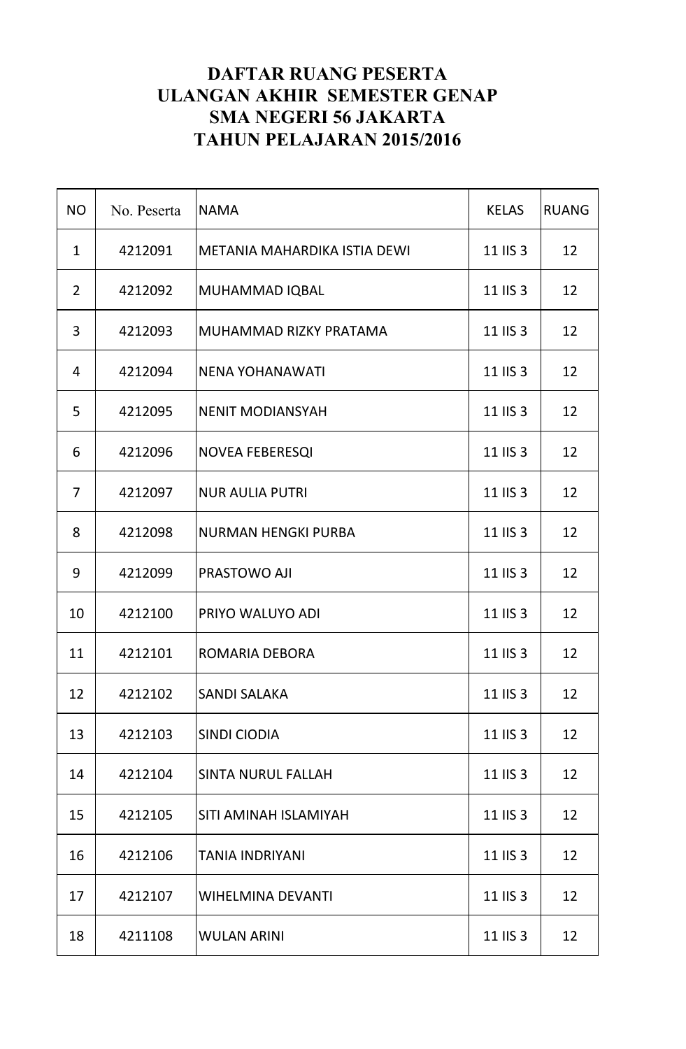# DAFTAR RUANG PESERTA
# ULANGAN AKHIR SEMESTER GENAP
# SMA NEGERI 56 JAKARTA
# TAHUN PELAJARAN 2015/2016

| NO | No. Peserta | NAMA | KELAS | RUANG |
|---|---|---|---|---|
| 1 | 4212091 | METANIA MAHARDIKA ISTIA DEWI | 11 IIS 3 | 12 |
| 2 | 4212092 | MUHAMMAD IQBAL | 11 IIS 3 | 12 |
| 3 | 4212093 | MUHAMMAD RIZKY PRATAMA | 11 IIS 3 | 12 |
| 4 | 4212094 | NENA YOHANAWATI | 11 IIS 3 | 12 |
| 5 | 4212095 | NENIT MODIANSYAH | 11 IIS 3 | 12 |
| 6 | 4212096 | NOVEA FEBERESQI | 11 IIS 3 | 12 |
| 7 | 4212097 | NUR AULIA PUTRI | 11 IIS 3 | 12 |
| 8 | 4212098 | NURMAN HENGKI PURBA | 11 IIS 3 | 12 |
| 9 | 4212099 | PRASTOWO AJI | 11 IIS 3 | 12 |
| 10 | 4212100 | PRIYO WALUYO ADI | 11 IIS 3 | 12 |
| 11 | 4212101 | ROMARIA DEBORA | 11 IIS 3 | 12 |
| 12 | 4212102 | SANDI SALAKA | 11 IIS 3 | 12 |
| 13 | 4212103 | SINDI CIODIA | 11 IIS 3 | 12 |
| 14 | 4212104 | SINTA NURUL FALLAH | 11 IIS 3 | 12 |
| 15 | 4212105 | SITI AMINAH ISLAMIYAH | 11 IIS 3 | 12 |
| 16 | 4212106 | TANIA INDRIYANI | 11 IIS 3 | 12 |
| 17 | 4212107 | WIHELMINA DEVANTI | 11 IIS 3 | 12 |
| 18 | 4211108 | WULAN ARINI | 11 IIS 3 | 12 |